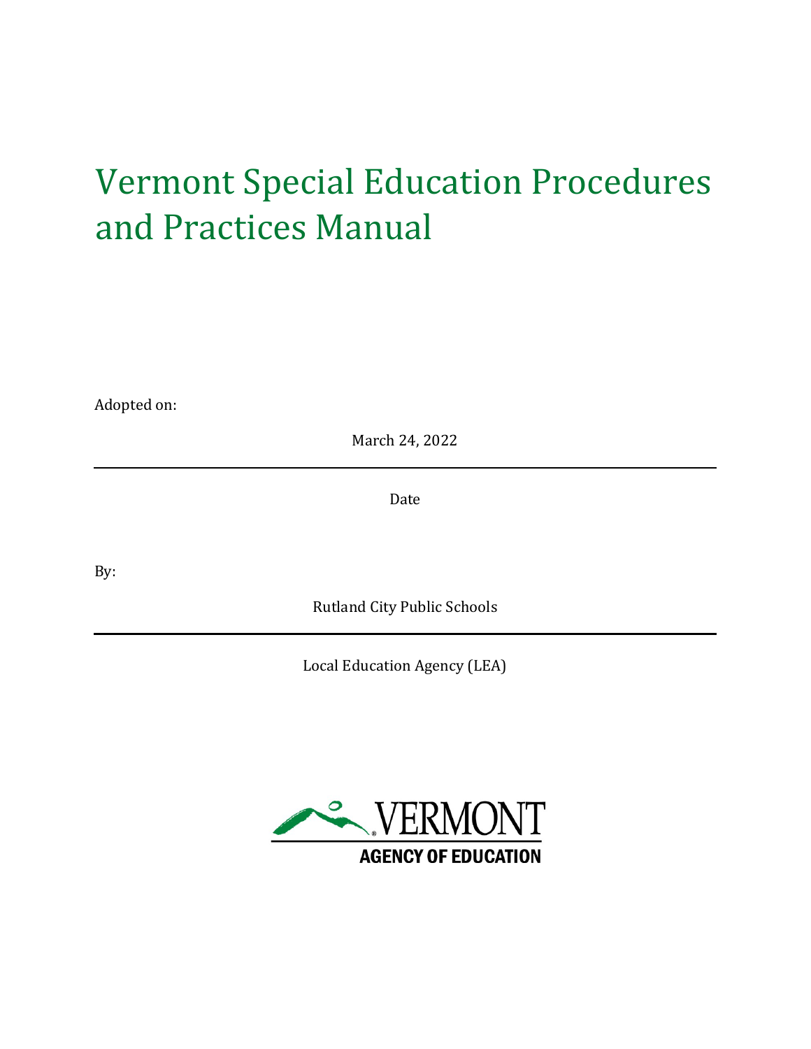# Vermont Special Education Procedures and Practices Manual

Adopted on:

March 24, 2022

Date

By:

Rutland City Public Schools

Local Education Agency (LEA)

VERMONT

AGENCY OF EDUCATION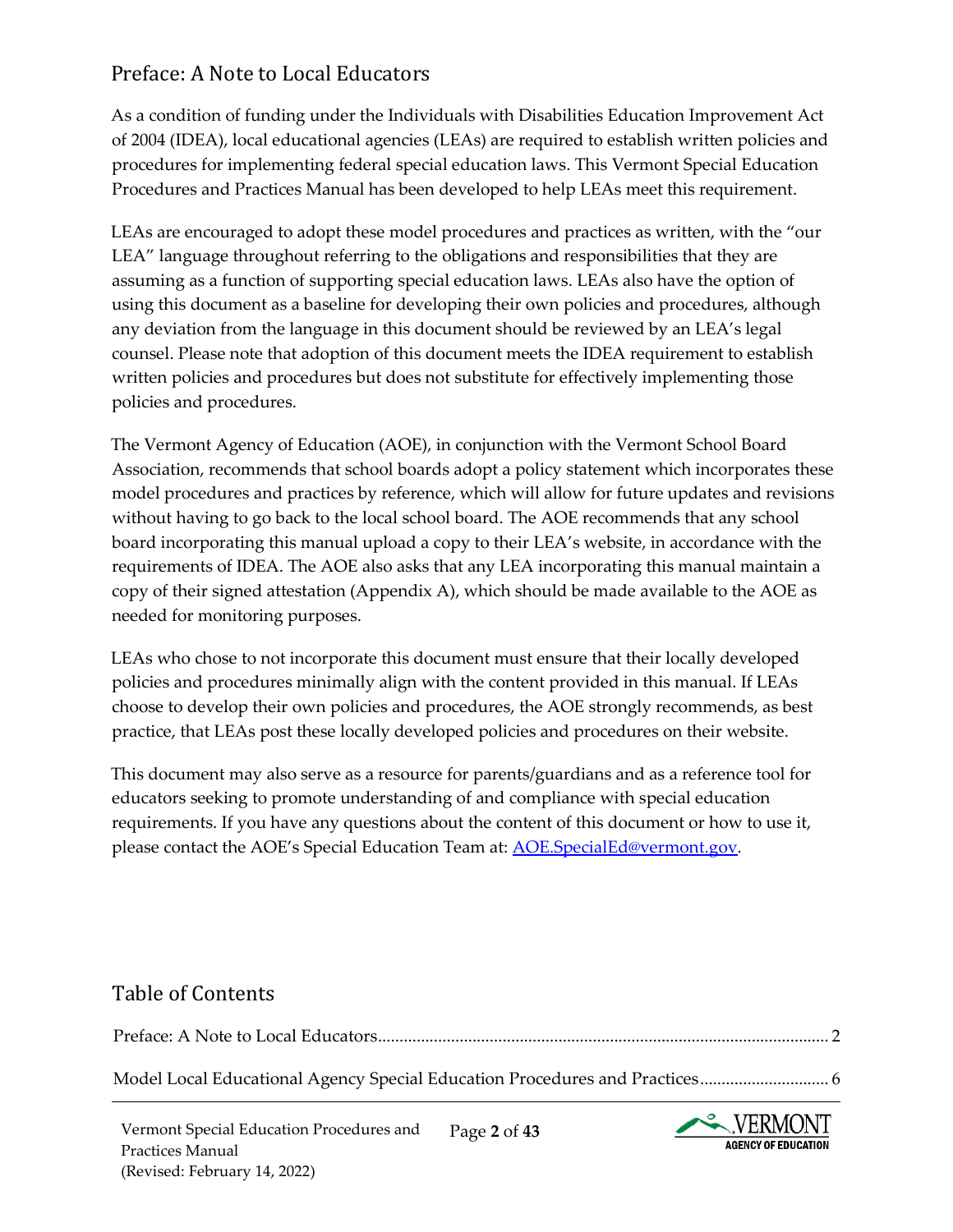## Preface: A Note to Local Educators

As a condition of funding under the Individuals with Disabilities Education Improvement Act of 2004 (IDEA), local educational agencies (LEAs) are required to establish written policies and procedures for implementing federal special education laws. This Vermont Special Education Procedures and Practices Manual has been developed to help LEAs meet this requirement.

LEAs are encouraged to adopt these model procedures and practices as written, with the "our LEA" language throughout referring to the obligations and responsibilities that they are assuming as a function of supporting special education laws. LEAs also have the option of using this document as a baseline for developing their own policies and procedures, although any deviation from the language in this document should be reviewed by an LEA's legal counsel. Please note that adoption of this document meets the IDEA requirement to establish written policies and procedures but does not substitute for effectively implementing those policies and procedures.

The Vermont Agency of Education (AOE), in conjunction with the Vermont School Board Association, recommends that school boards adopt a policy statement which incorporates these model procedures and practices by reference, which will allow for future updates and revisions without having to go back to the local school board. The AOE recommends that any school board incorporating this manual upload a copy to their LEA's website, in accordance with the requirements of IDEA. The AOE also asks that any LEA incorporating this manual maintain a copy of their signed attestation (Appendix A), which should be made available to the AOE as needed for monitoring purposes.

LEAs who chose to not incorporate this document must ensure that their locally developed policies and procedures minimally align with the content provided in this manual. If LEAs choose to develop their own policies and procedures, the AOE strongly recommends, as best practice, that LEAs post these locally developed policies and procedures on their website.

This document may also serve as a resource for parents/guardians and as a reference tool for educators seeking to promote understanding of and compliance with special education requirements. If you have any questions about the content of this document or how to use it, please contact the AOE's Special Education Team at: AOE.SpecialEd@vermont.gov.

## Table of Contents

Preface: A Note to Local Educators........................................................................................................ 2

Model Local Educational Agency Special Education Procedures and Practices.............................. 6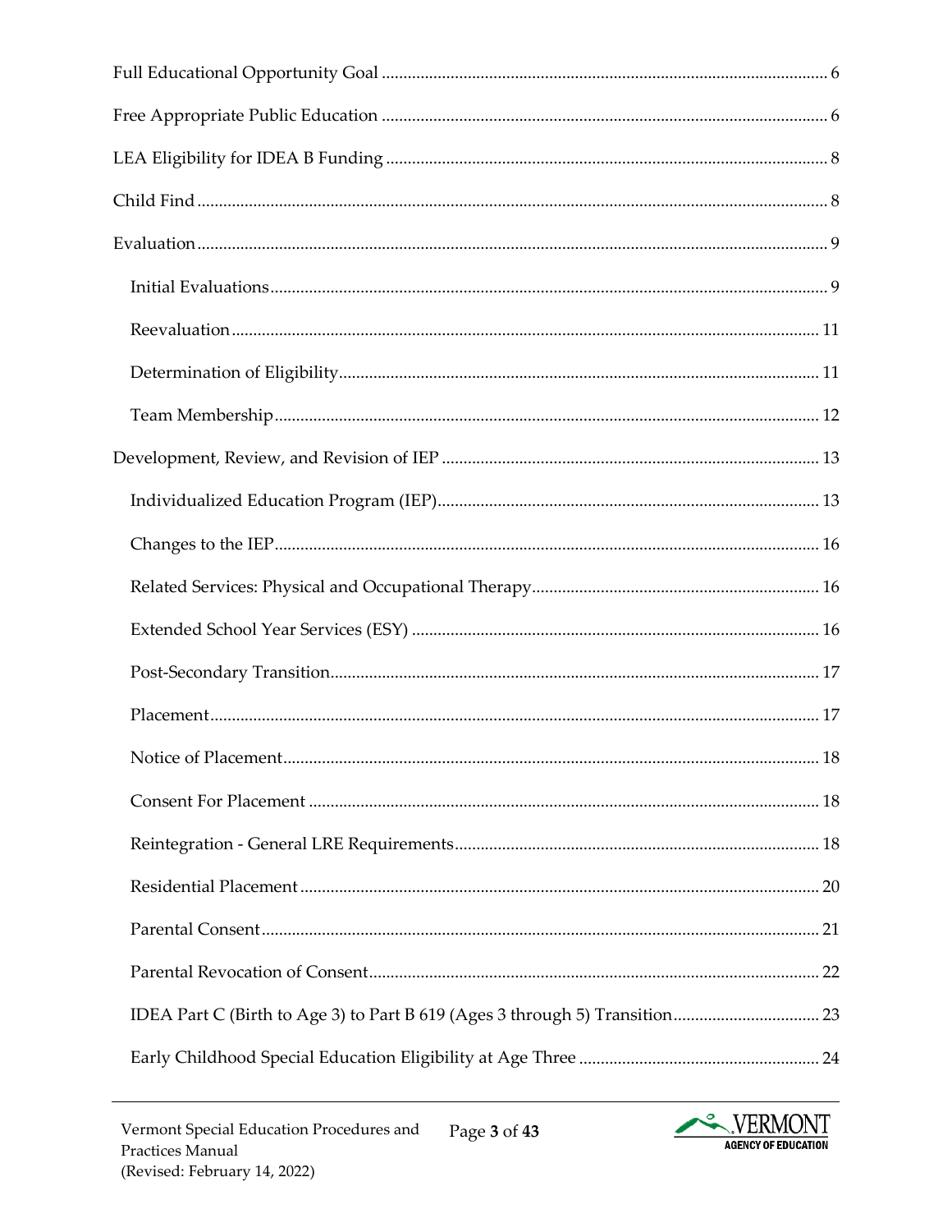Full Educational Opportunity Goal ........................................ 6

Free Appropriate Public Education ........................................ 6

LEA Eligibility for IDEA B Funding ........................................ 8

Child Find ........................................ 8

Evaluation ........................................ 9

- Initial Evaluations ........................................ 9
- Reevaluation ........................................ 11
- Determination of Eligibility ........................................ 11
- Team Membership ........................................ 12

Development, Review, and Revision of IEP ........................................ 13

- Individualized Education Program (IEP) ........................................ 13
- Changes to the IEP ........................................ 16
- Related Services: Physical and Occupational Therapy ........................................ 16
- Extended School Year Services (ESY) ........................................ 16
- Post-Secondary Transition ........................................ 17
- Placement ........................................ 17
- Notice of Placement ........................................ 18
- Consent For Placement ........................................ 18
- Reintegration - General LRE Requirements ........................................ 18
- Residential Placement ........................................ 20
- Parental Consent ........................................ 21
- Parental Revocation of Consent ........................................ 22
- IDEA Part C (Birth to Age 3) to Part B 619 (Ages 3 through 5) Transition ........................................ 23
- Early Childhood Special Education Eligibility at Age Three ........................................ 24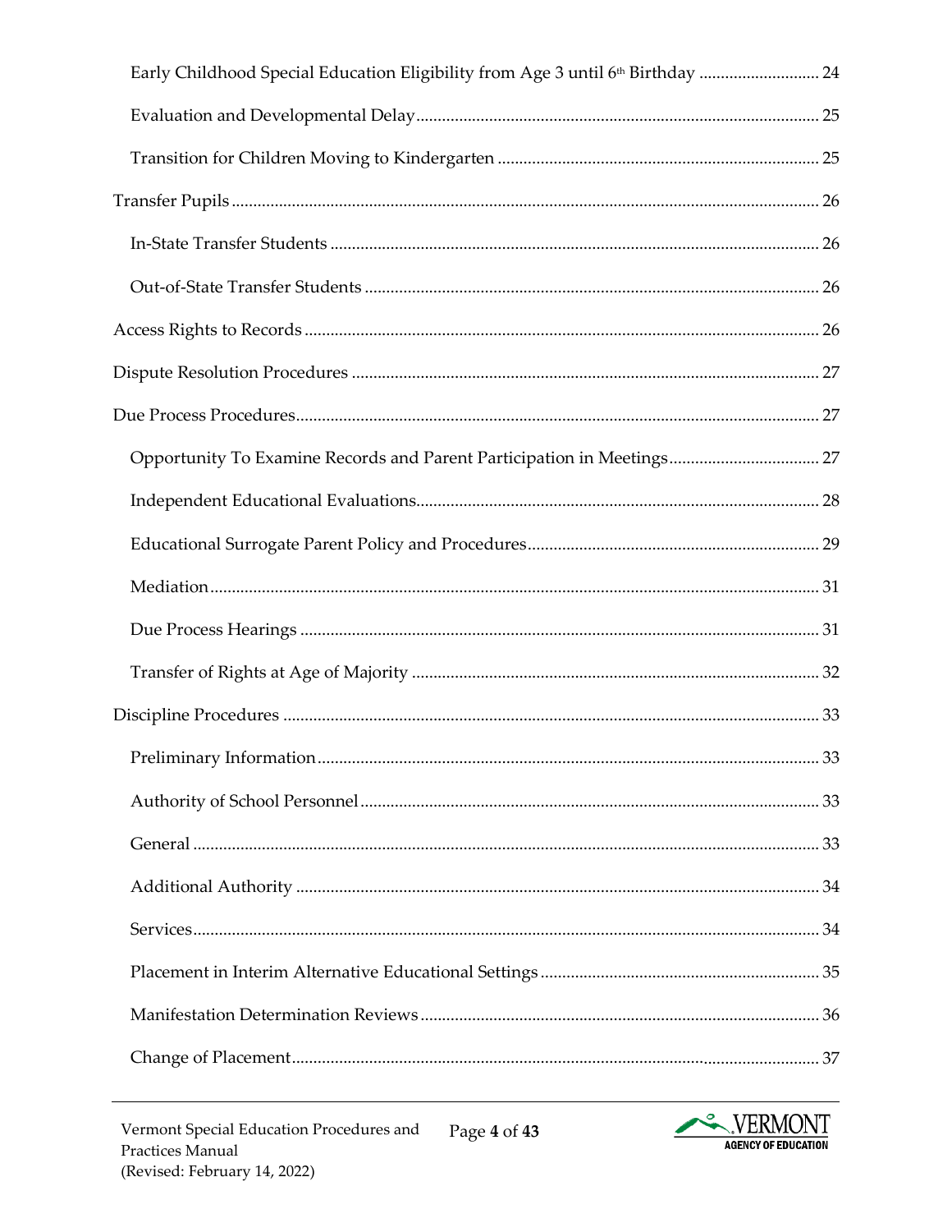- Early Childhood Special Education Eligibility from Age 3 until 6th Birthday ........................... 24
- Evaluation and Developmental Delay ........................................................................ 25
- Transition for Children Moving to Kindergarten ......................................................... 25

Transfer Pupils ........................................................................................................ 26

- In-State Transfer Students ..................................................................................... 26
- Out-of-State Transfer Students ............................................................................... 26

Access Rights to Records .......................................................................................... 26

Dispute Resolution Procedures ................................................................................... 27

Due Process Procedures ............................................................................................ 27

- Opportunity To Examine Records and Parent Participation in Meetings .................................. 27
- Independent Educational Evaluations ........................................................................ 28
- Educational Surrogate Parent Policy and Procedures .................................................... 29
- Mediation ............................................................................................................ 31
- Due Process Hearings ........................................................................................... 31
- Transfer of Rights at Age of Majority ....................................................................... 32

Discipline Procedures ............................................................................................... 33

- Preliminary Information ......................................................................................... 33
- Authority of School Personnel ................................................................................. 33
- General ............................................................................................................... 33
- Additional Authority .............................................................................................. 34
- Services ............................................................................................................... 34
- Placement in Interim Alternative Educational Settings ................................................. 35
- Manifestation Determination Reviews ....................................................................... 36
- Change of Placement ............................................................................................. 37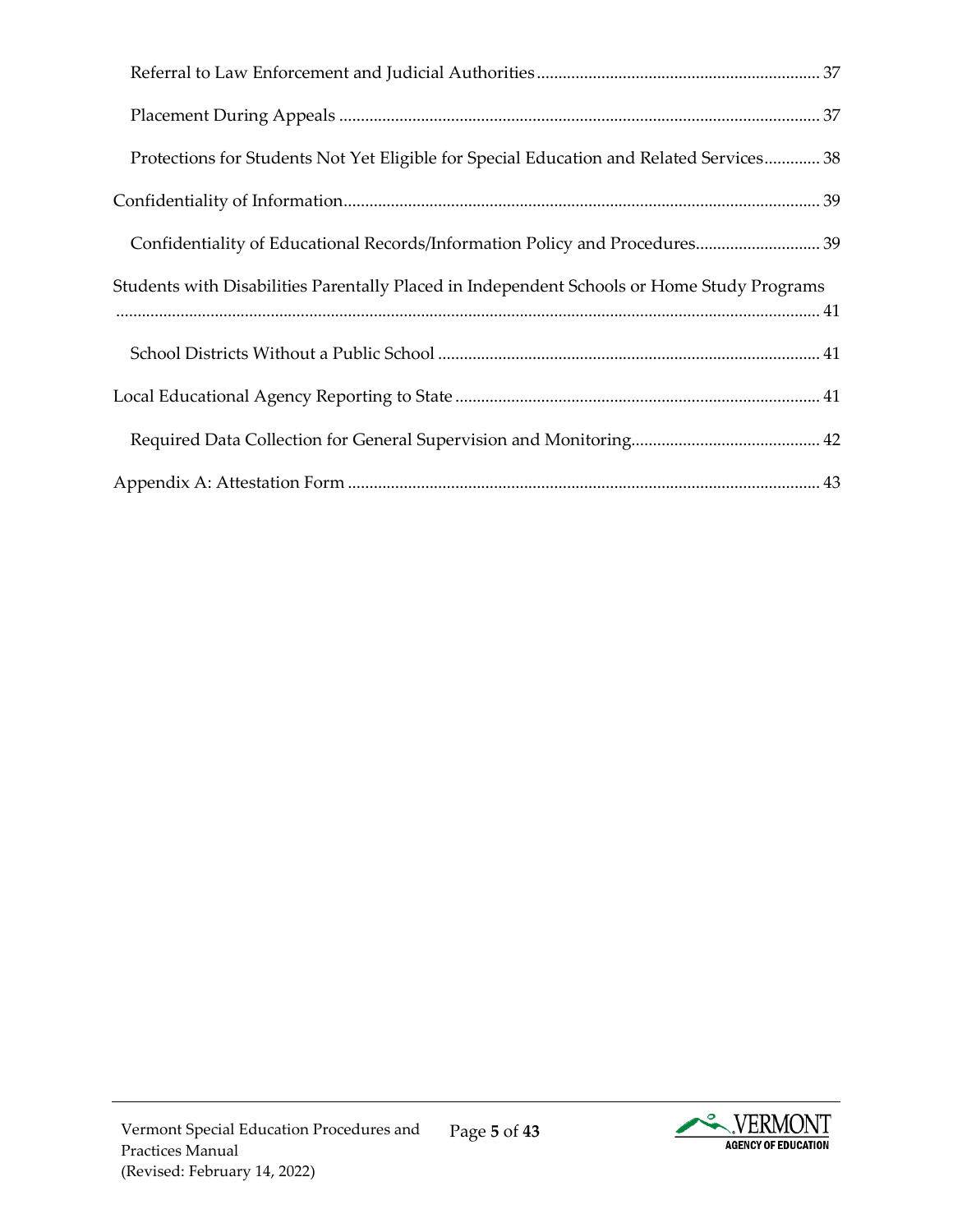- Referral to Law Enforcement and Judicial Authorities ..... 37
- Placement During Appeals ..... 37
- Protections for Students Not Yet Eligible for Special Education and Related Services ..... 38

Confidentiality of Information ..... 39

- Confidentiality of Educational Records/Information Policy and Procedures ..... 39

Students with Disabilities Parentally Placed in Independent Schools or Home Study Programs ..... 41

- School Districts Without a Public School ..... 41

Local Educational Agency Reporting to State ..... 41

- Required Data Collection for General Supervision and Monitoring ..... 42

Appendix A: Attestation Form ..... 43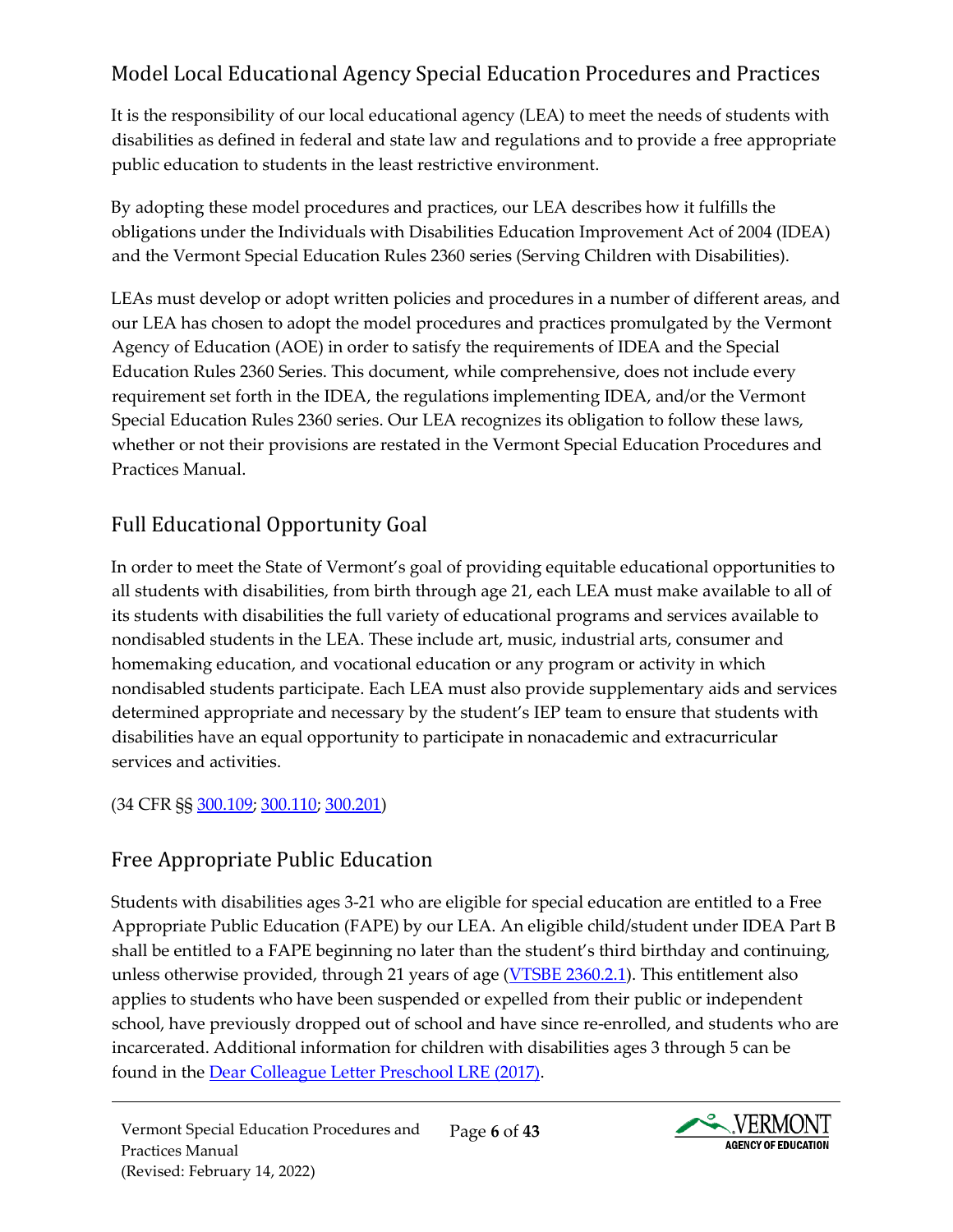## Model Local Educational Agency Special Education Procedures and Practices

It is the responsibility of our local educational agency (LEA) to meet the needs of students with disabilities as defined in federal and state law and regulations and to provide a free appropriate public education to students in the least restrictive environment.

By adopting these model procedures and practices, our LEA describes how it fulfills the obligations under the Individuals with Disabilities Education Improvement Act of 2004 (IDEA) and the Vermont Special Education Rules 2360 series (Serving Children with Disabilities).

LEAs must develop or adopt written policies and procedures in a number of different areas, and our LEA has chosen to adopt the model procedures and practices promulgated by the Vermont Agency of Education (AOE) in order to satisfy the requirements of IDEA and the Special Education Rules 2360 Series. This document, while comprehensive, does not include every requirement set forth in the IDEA, the regulations implementing IDEA, and/or the Vermont Special Education Rules 2360 series. Our LEA recognizes its obligation to follow these laws, whether or not their provisions are restated in the Vermont Special Education Procedures and Practices Manual.

## Full Educational Opportunity Goal

In order to meet the State of Vermont's goal of providing equitable educational opportunities to all students with disabilities, from birth through age 21, each LEA must make available to all of its students with disabilities the full variety of educational programs and services available to nondisabled students in the LEA. These include art, music, industrial arts, consumer and homemaking education, and vocational education or any program or activity in which nondisabled students participate. Each LEA must also provide supplementary aids and services determined appropriate and necessary by the student's IEP team to ensure that students with disabilities have an equal opportunity to participate in nonacademic and extracurricular services and activities.

(34 CFR §§ 300.109; 300.110; 300.201)

## Free Appropriate Public Education

Students with disabilities ages 3-21 who are eligible for special education are entitled to a Free Appropriate Public Education (FAPE) by our LEA. An eligible child/student under IDEA Part B shall be entitled to a FAPE beginning no later than the student's third birthday and continuing, unless otherwise provided, through 21 years of age (VTSBE 2360.2.1). This entitlement also applies to students who have been suspended or expelled from their public or independent school, have previously dropped out of school and have since re-enrolled, and students who are incarcerated. Additional information for children with disabilities ages 3 through 5 can be found in the Dear Colleague Letter Preschool LRE (2017).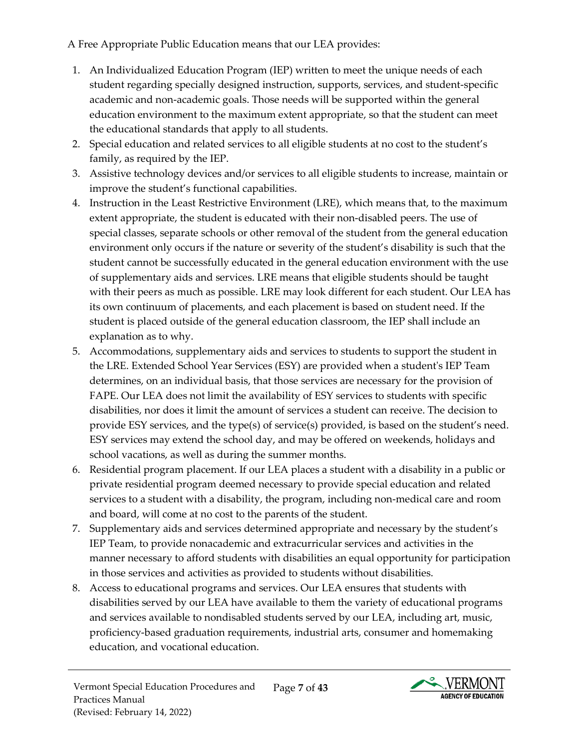A Free Appropriate Public Education means that our LEA provides:

1. An Individualized Education Program (IEP) written to meet the unique needs of each student regarding specially designed instruction, supports, services, and student-specific academic and non-academic goals. Those needs will be supported within the general education environment to the maximum extent appropriate, so that the student can meet the educational standards that apply to all students.
2. Special education and related services to all eligible students at no cost to the student's family, as required by the IEP.
3. Assistive technology devices and/or services to all eligible students to increase, maintain or improve the student's functional capabilities.
4. Instruction in the Least Restrictive Environment (LRE), which means that, to the maximum extent appropriate, the student is educated with their non-disabled peers. The use of special classes, separate schools or other removal of the student from the general education environment only occurs if the nature or severity of the student's disability is such that the student cannot be successfully educated in the general education environment with the use of supplementary aids and services. LRE means that eligible students should be taught with their peers as much as possible. LRE may look different for each student. Our LEA has its own continuum of placements, and each placement is based on student need. If the student is placed outside of the general education classroom, the IEP shall include an explanation as to why.
5. Accommodations, supplementary aids and services to students to support the student in the LRE. Extended School Year Services (ESY) are provided when a student's IEP Team determines, on an individual basis, that those services are necessary for the provision of FAPE. Our LEA does not limit the availability of ESY services to students with specific disabilities, nor does it limit the amount of services a student can receive. The decision to provide ESY services, and the type(s) of service(s) provided, is based on the student's need. ESY services may extend the school day, and may be offered on weekends, holidays and school vacations, as well as during the summer months.
6. Residential program placement. If our LEA places a student with a disability in a public or private residential program deemed necessary to provide special education and related services to a student with a disability, the program, including non-medical care and room and board, will come at no cost to the parents of the student.
7. Supplementary aids and services determined appropriate and necessary by the student's IEP Team, to provide nonacademic and extracurricular services and activities in the manner necessary to afford students with disabilities an equal opportunity for participation in those services and activities as provided to students without disabilities.
8. Access to educational programs and services. Our LEA ensures that students with disabilities served by our LEA have available to them the variety of educational programs and services available to nondisabled students served by our LEA, including art, music, proficiency-based graduation requirements, industrial arts, consumer and homemaking education, and vocational education.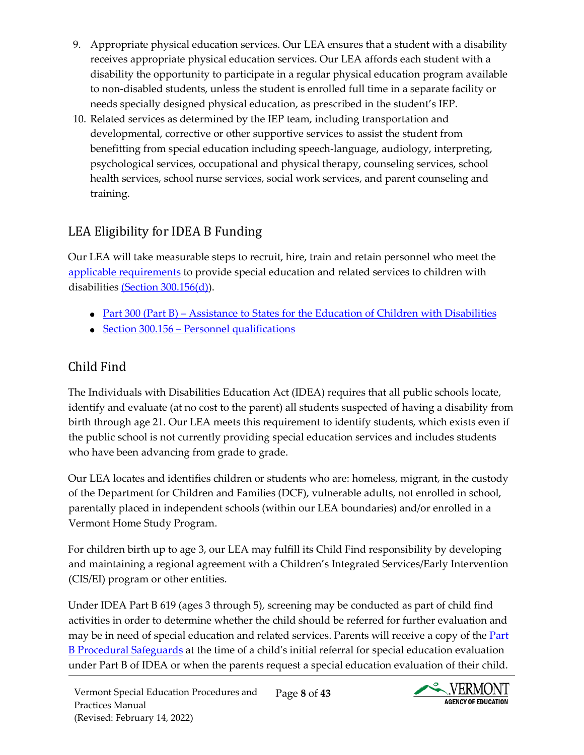9. Appropriate physical education services. Our LEA ensures that a student with a disability receives appropriate physical education services. Our LEA affords each student with a disability the opportunity to participate in a regular physical education program available to non-disabled students, unless the student is enrolled full time in a separate facility or needs specially designed physical education, as prescribed in the student's IEP.
10. Related services as determined by the IEP team, including transportation and developmental, corrective or other supportive services to assist the student from benefitting from special education including speech-language, audiology, interpreting, psychological services, occupational and physical therapy, counseling services, school health services, school nurse services, social work services, and parent counseling and training.

## LEA Eligibility for IDEA B Funding

Our LEA will take measurable steps to recruit, hire, train and retain personnel who meet the applicable requirements to provide special education and related services to children with disabilities (Section 300.156(d)).

- Part 300 (Part B) – Assistance to States for the Education of Children with Disabilities
- Section 300.156 – Personnel qualifications

## Child Find

The Individuals with Disabilities Education Act (IDEA) requires that all public schools locate, identify and evaluate (at no cost to the parent) all students suspected of having a disability from birth through age 21. Our LEA meets this requirement to identify students, which exists even if the public school is not currently providing special education services and includes students who have been advancing from grade to grade.

Our LEA locates and identifies children or students who are: homeless, migrant, in the custody of the Department for Children and Families (DCF), vulnerable adults, not enrolled in school, parentally placed in independent schools (within our LEA boundaries) and/or enrolled in a Vermont Home Study Program.

For children birth up to age 3, our LEA may fulfill its Child Find responsibility by developing and maintaining a regional agreement with a Children's Integrated Services/Early Intervention (CIS/EI) program or other entities.

Under IDEA Part B 619 (ages 3 through 5), screening may be conducted as part of child find activities in order to determine whether the child should be referred for further evaluation and may be in need of special education and related services. Parents will receive a copy of the Part B Procedural Safeguards at the time of a child's initial referral for special education evaluation under Part B of IDEA or when the parents request a special education evaluation of their child.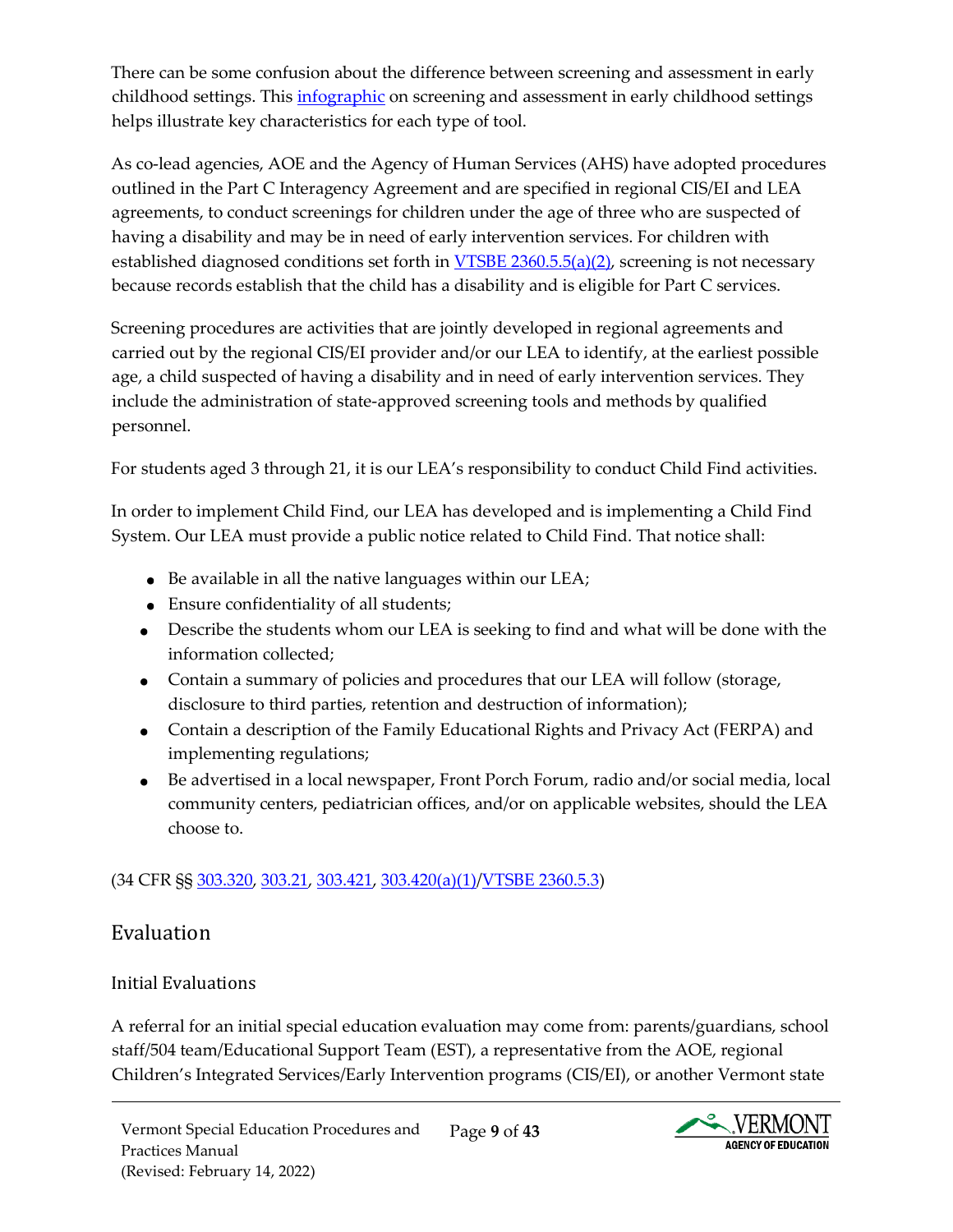There can be some confusion about the difference between screening and assessment in early childhood settings. This [infographic](#) on screening and assessment in early childhood settings helps illustrate key characteristics for each type of tool.

As co-lead agencies, AOE and the Agency of Human Services (AHS) have adopted procedures outlined in the Part C Interagency Agreement and are specified in regional CIS/EI and LEA agreements, to conduct screenings for children under the age of three who are suspected of having a disability and may be in need of early intervention services. For children with established diagnosed conditions set forth in [VTSBE 2360.5.5(a)(2)](#), screening is not necessary because records establish that the child has a disability and is eligible for Part C services.

Screening procedures are activities that are jointly developed in regional agreements and carried out by the regional CIS/EI provider and/or our LEA to identify, at the earliest possible age, a child suspected of having a disability and in need of early intervention services. They include the administration of state-approved screening tools and methods by qualified personnel.

For students aged 3 through 21, it is our LEA's responsibility to conduct Child Find activities.

In order to implement Child Find, our LEA has developed and is implementing a Child Find System. Our LEA must provide a public notice related to Child Find. That notice shall:

- Be available in all the native languages within our LEA;
- Ensure confidentiality of all students;
- Describe the students whom our LEA is seeking to find and what will be done with the information collected;
- Contain a summary of policies and procedures that our LEA will follow (storage, disclosure to third parties, retention and destruction of information);
- Contain a description of the Family Educational Rights and Privacy Act (FERPA) and implementing regulations;
- Be advertised in a local newspaper, Front Porch Forum, radio and/or social media, local community centers, pediatrician offices, and/or on applicable websites, should the LEA choose to.

(34 CFR §§ [303.320](#), [303.21](#), [303.421](#), [303.420(a)(1)](#)/[VTSBE 2360.5.3](#))

## Evaluation

### Initial Evaluations

A referral for an initial special education evaluation may come from: parents/guardians, school staff/504 team/Educational Support Team (EST), a representative from the AOE, regional Children's Integrated Services/Early Intervention programs (CIS/EI), or another Vermont state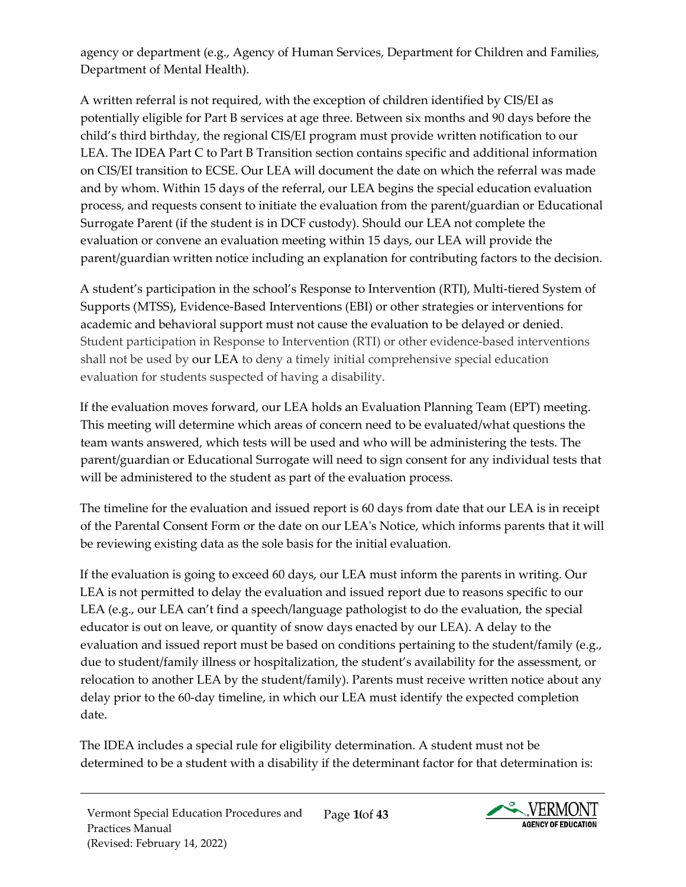agency or department (e.g., Agency of Human Services, Department for Children and Families, Department of Mental Health).

A written referral is not required, with the exception of children identified by CIS/EI as potentially eligible for Part B services at age three. Between six months and 90 days before the child's third birthday, the regional CIS/EI program must provide written notification to our LEA. The IDEA Part C to Part B Transition section contains specific and additional information on CIS/EI transition to ECSE. Our LEA will document the date on which the referral was made and by whom. Within 15 days of the referral, our LEA begins the special education evaluation process, and requests consent to initiate the evaluation from the parent/guardian or Educational Surrogate Parent (if the student is in DCF custody). Should our LEA not complete the evaluation or convene an evaluation meeting within 15 days, our LEA will provide the parent/guardian written notice including an explanation for contributing factors to the decision.

A student's participation in the school's Response to Intervention (RTI), Multi-tiered System of Supports (MTSS), Evidence-Based Interventions (EBI) or other strategies or interventions for academic and behavioral support must not cause the evaluation to be delayed or denied. Student participation in Response to Intervention (RTI) or other evidence-based interventions shall not be used by our LEA to deny a timely initial comprehensive special education evaluation for students suspected of having a disability.

If the evaluation moves forward, our LEA holds an Evaluation Planning Team (EPT) meeting. This meeting will determine which areas of concern need to be evaluated/what questions the team wants answered, which tests will be used and who will be administering the tests. The parent/guardian or Educational Surrogate will need to sign consent for any individual tests that will be administered to the student as part of the evaluation process.

The timeline for the evaluation and issued report is 60 days from date that our LEA is in receipt of the Parental Consent Form or the date on our LEA's Notice, which informs parents that it will be reviewing existing data as the sole basis for the initial evaluation.

If the evaluation is going to exceed 60 days, our LEA must inform the parents in writing. Our LEA is not permitted to delay the evaluation and issued report due to reasons specific to our LEA (e.g., our LEA can't find a speech/language pathologist to do the evaluation, the special educator is out on leave, or quantity of snow days enacted by our LEA). A delay to the evaluation and issued report must be based on conditions pertaining to the student/family (e.g., due to student/family illness or hospitalization, the student's availability for the assessment, or relocation to another LEA by the student/family). Parents must receive written notice about any delay prior to the 60-day timeline, in which our LEA must identify the expected completion date.

The IDEA includes a special rule for eligibility determination. A student must not be determined to be a student with a disability if the determinant factor for that determination is: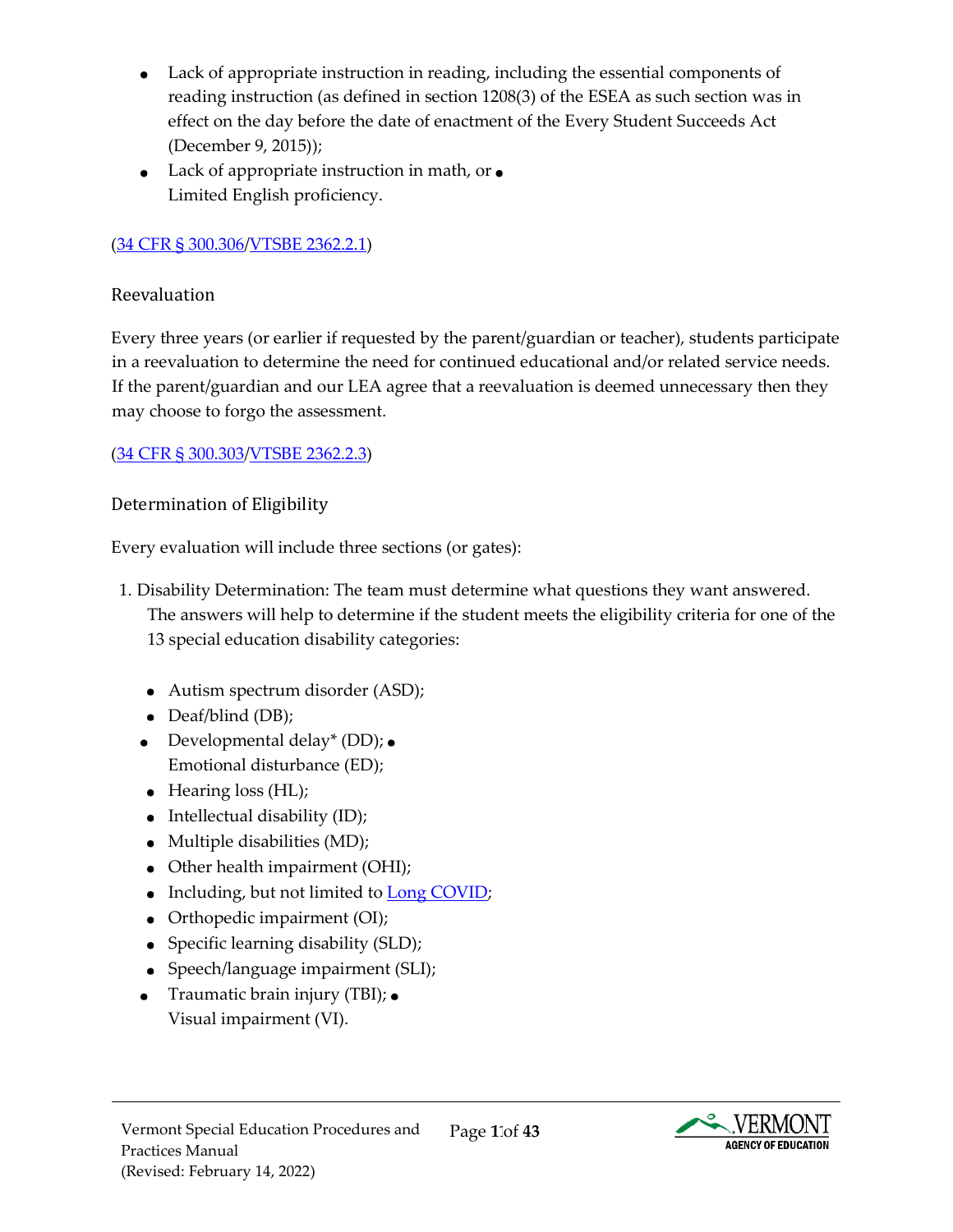- Lack of appropriate instruction in reading, including the essential components of reading instruction (as defined in section 1208(3) of the ESEA as such section was in effect on the day before the date of enactment of the Every Student Succeeds Act (December 9, 2015));
- Lack of appropriate instruction in math, or
- Limited English proficiency.

([34 CFR § 300.306](#)/[VTSBE 2362.2.1](#))

### Reevaluation

Every three years (or earlier if requested by the parent/guardian or teacher), students participate in a reevaluation to determine the need for continued educational and/or related service needs. If the parent/guardian and our LEA agree that a reevaluation is deemed unnecessary then they may choose to forgo the assessment.

([34 CFR § 300.303](#)/[VTSBE 2362.2.3](#))

### Determination of Eligibility

Every evaluation will include three sections (or gates):

1. Disability Determination: The team must determine what questions they want answered. The answers will help to determine if the student meets the eligibility criteria for one of the 13 special education disability categories:

    - Autism spectrum disorder (ASD);
    - Deaf/blind (DB);
    - Developmental delay* (DD);
    - Emotional disturbance (ED);
    - Hearing loss (HL);
    - Intellectual disability (ID);
    - Multiple disabilities (MD);
    - Other health impairment (OHI);
    - Including, but not limited to [Long COVID](#);
    - Orthopedic impairment (OI);
    - Specific learning disability (SLD);
    - Speech/language impairment (SLI);
    - Traumatic brain injury (TBI);
    - Visual impairment (VI).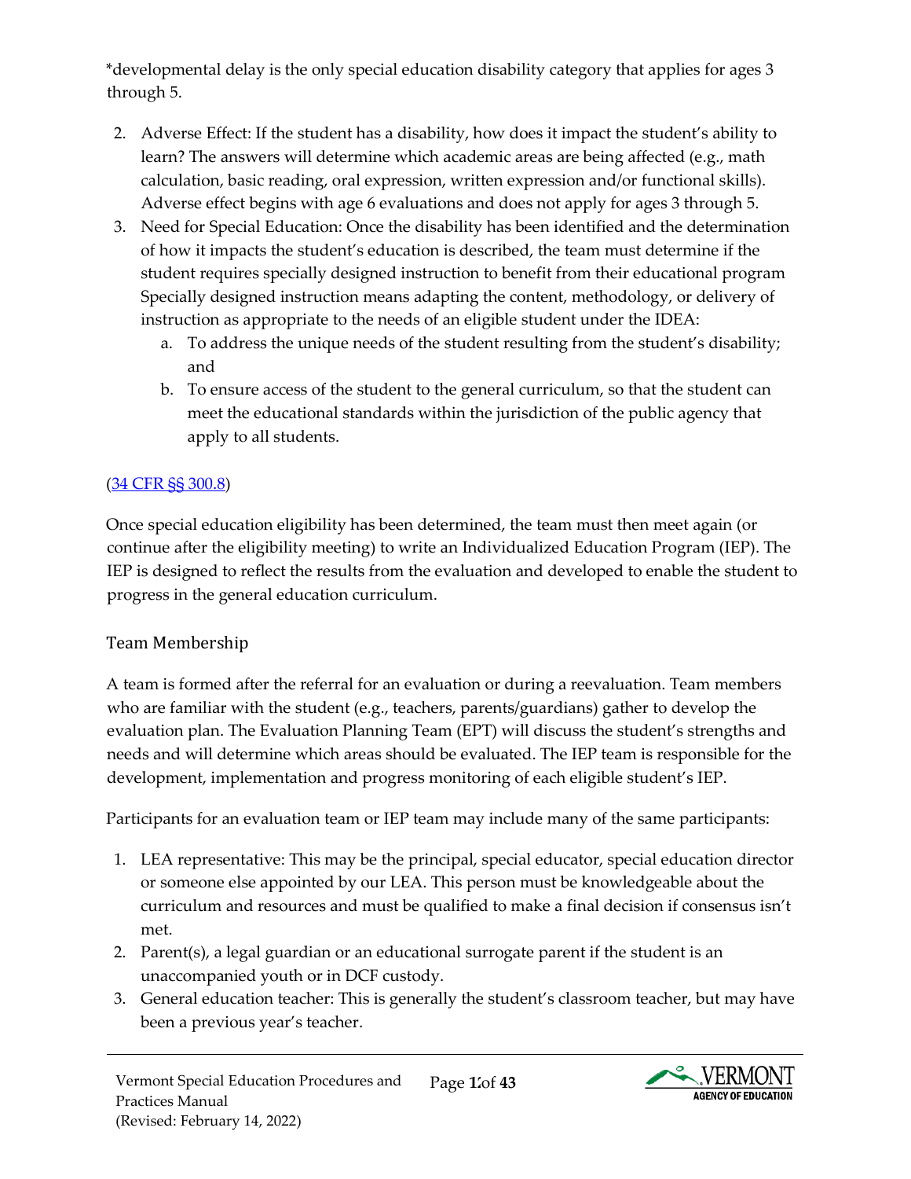*developmental delay is the only special education disability category that applies for ages 3 through 5.

2. Adverse Effect: If the student has a disability, how does it impact the student's ability to learn? The answers will determine which academic areas are being affected (e.g., math calculation, basic reading, oral expression, written expression and/or functional skills). Adverse effect begins with age 6 evaluations and does not apply for ages 3 through 5.
3. Need for Special Education: Once the disability has been identified and the determination of how it impacts the student's education is described, the team must determine if the student requires specially designed instruction to benefit from their educational program Specially designed instruction means adapting the content, methodology, or delivery of instruction as appropriate to the needs of an eligible student under the IDEA:
   a. To address the unique needs of the student resulting from the student's disability; and
   b. To ensure access of the student to the general curriculum, so that the student can meet the educational standards within the jurisdiction of the public agency that apply to all students.

(34 CFR §§ 300.8)

Once special education eligibility has been determined, the team must then meet again (or continue after the eligibility meeting) to write an Individualized Education Program (IEP). The IEP is designed to reflect the results from the evaluation and developed to enable the student to progress in the general education curriculum.

## Team Membership

A team is formed after the referral for an evaluation or during a reevaluation. Team members who are familiar with the student (e.g., teachers, parents/guardians) gather to develop the evaluation plan. The Evaluation Planning Team (EPT) will discuss the student's strengths and needs and will determine which areas should be evaluated. The IEP team is responsible for the development, implementation and progress monitoring of each eligible student's IEP.

Participants for an evaluation team or IEP team may include many of the same participants:

1. LEA representative: This may be the principal, special educator, special education director or someone else appointed by our LEA. This person must be knowledgeable about the curriculum and resources and must be qualified to make a final decision if consensus isn't met.
2. Parent(s), a legal guardian or an educational surrogate parent if the student is an unaccompanied youth or in DCF custody.
3. General education teacher: This is generally the student's classroom teacher, but may have been a previous year's teacher.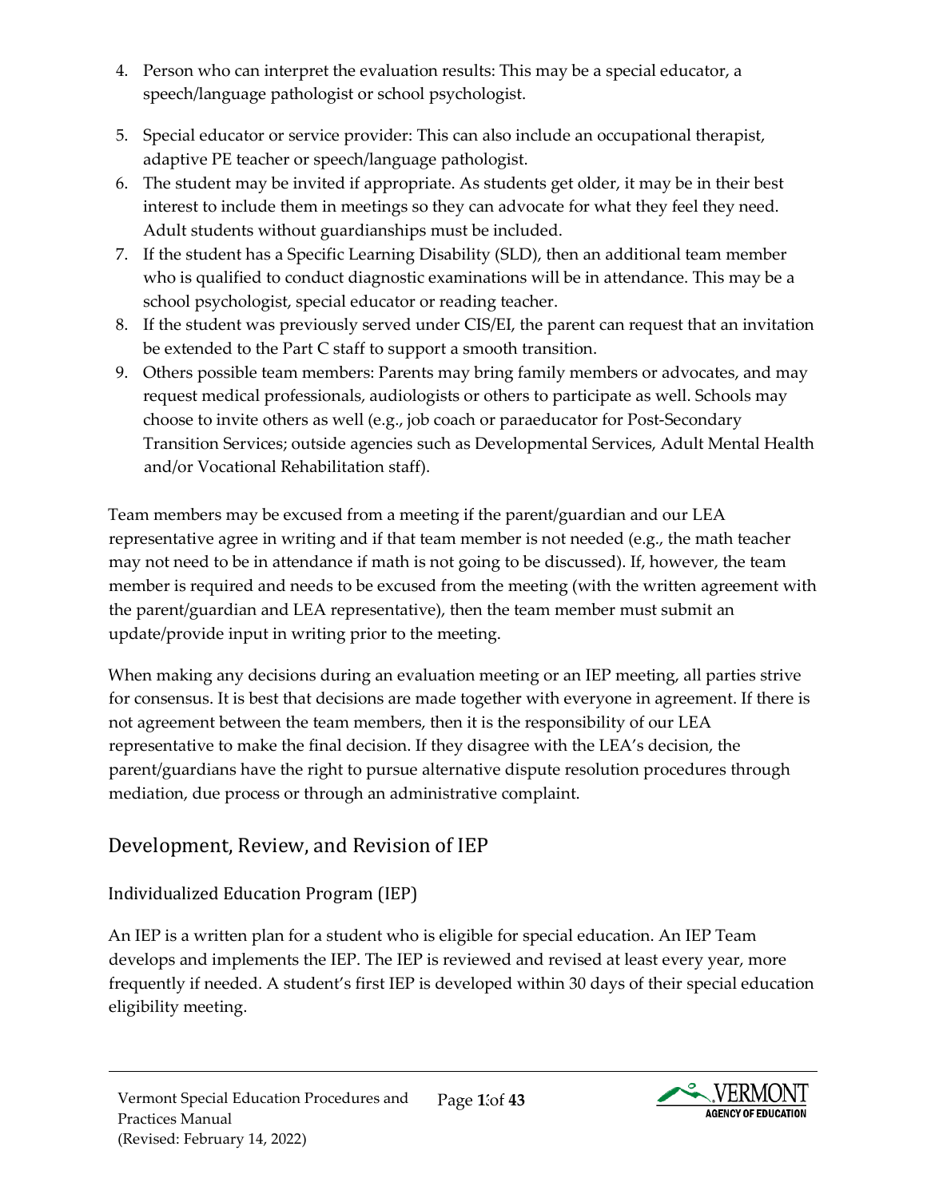4. Person who can interpret the evaluation results: This may be a special educator, a speech/language pathologist or school psychologist.
5. Special educator or service provider: This can also include an occupational therapist, adaptive PE teacher or speech/language pathologist.
6. The student may be invited if appropriate. As students get older, it may be in their best interest to include them in meetings so they can advocate for what they feel they need. Adult students without guardianships must be included.
7. If the student has a Specific Learning Disability (SLD), then an additional team member who is qualified to conduct diagnostic examinations will be in attendance. This may be a school psychologist, special educator or reading teacher.
8. If the student was previously served under CIS/EI, the parent can request that an invitation be extended to the Part C staff to support a smooth transition.
9. Others possible team members: Parents may bring family members or advocates, and may request medical professionals, audiologists or others to participate as well. Schools may choose to invite others as well (e.g., job coach or paraeducator for Post-Secondary Transition Services; outside agencies such as Developmental Services, Adult Mental Health and/or Vocational Rehabilitation staff).

Team members may be excused from a meeting if the parent/guardian and our LEA representative agree in writing and if that team member is not needed (e.g., the math teacher may not need to be in attendance if math is not going to be discussed). If, however, the team member is required and needs to be excused from the meeting (with the written agreement with the parent/guardian and LEA representative), then the team member must submit an update/provide input in writing prior to the meeting.

When making any decisions during an evaluation meeting or an IEP meeting, all parties strive for consensus. It is best that decisions are made together with everyone in agreement. If there is not agreement between the team members, then it is the responsibility of our LEA representative to make the final decision. If they disagree with the LEA's decision, the parent/guardians have the right to pursue alternative dispute resolution procedures through mediation, due process or through an administrative complaint.

## Development, Review, and Revision of IEP

### Individualized Education Program (IEP)

An IEP is a written plan for a student who is eligible for special education. An IEP Team develops and implements the IEP. The IEP is reviewed and revised at least every year, more frequently if needed. A student's first IEP is developed within 30 days of their special education eligibility meeting.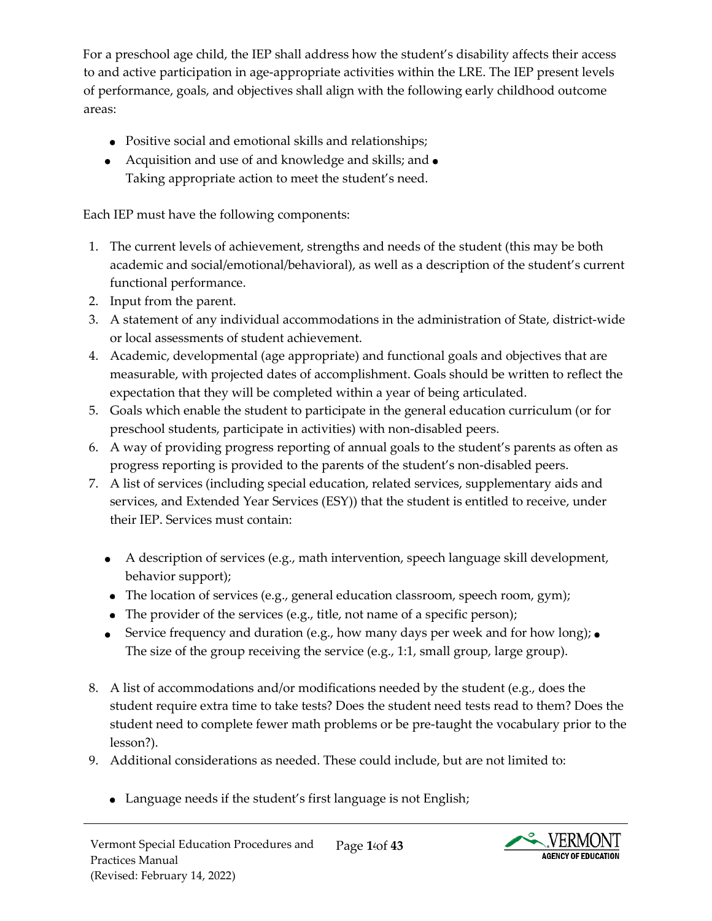For a preschool age child, the IEP shall address how the student's disability affects their access to and active participation in age-appropriate activities within the LRE. The IEP present levels of performance, goals, and objectives shall align with the following early childhood outcome areas:

- Positive social and emotional skills and relationships;
- Acquisition and use of and knowledge and skills; and
- Taking appropriate action to meet the student's need.

Each IEP must have the following components:

1. The current levels of achievement, strengths and needs of the student (this may be both academic and social/emotional/behavioral), as well as a description of the student's current functional performance.
2. Input from the parent.
3. A statement of any individual accommodations in the administration of State, district-wide or local assessments of student achievement.
4. Academic, developmental (age appropriate) and functional goals and objectives that are measurable, with projected dates of accomplishment. Goals should be written to reflect the expectation that they will be completed within a year of being articulated.
5. Goals which enable the student to participate in the general education curriculum (or for preschool students, participate in activities) with non-disabled peers.
6. A way of providing progress reporting of annual goals to the student's parents as often as progress reporting is provided to the parents of the student's non-disabled peers.
7. A list of services (including special education, related services, supplementary aids and services, and Extended Year Services (ESY)) that the student is entitled to receive, under their IEP. Services must contain:
    - A description of services (e.g., math intervention, speech language skill development, behavior support);
    - The location of services (e.g., general education classroom, speech room, gym);
    - The provider of the services (e.g., title, not name of a specific person);
    - Service frequency and duration (e.g., how many days per week and for how long);
    - The size of the group receiving the service (e.g., 1:1, small group, large group).
8. A list of accommodations and/or modifications needed by the student (e.g., does the student require extra time to take tests? Does the student need tests read to them? Does the student need to complete fewer math problems or be pre-taught the vocabulary prior to the lesson?).
9. Additional considerations as needed. These could include, but are not limited to:
    - Language needs if the student's first language is not English;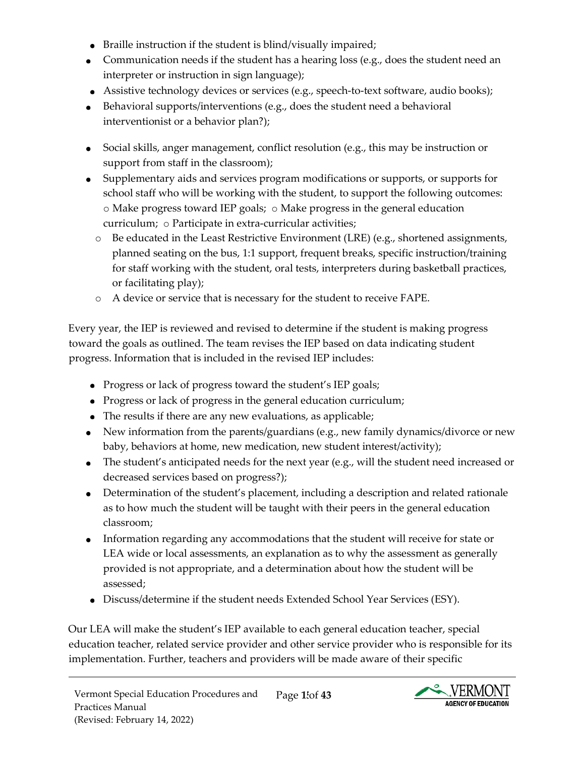- Braille instruction if the student is blind/visually impaired;
- Communication needs if the student has a hearing loss (e.g., does the student need an interpreter or instruction in sign language);
- Assistive technology devices or services (e.g., speech-to-text software, audio books);
- Behavioral supports/interventions (e.g., does the student need a behavioral interventionist or a behavior plan?);
- Social skills, anger management, conflict resolution (e.g., this may be instruction or support from staff in the classroom);
- Supplementary aids and services program modifications or supports, or supports for school staff who will be working with the student, to support the following outcomes:
  - Make progress toward IEP goals;
  - Make progress in the general education curriculum;
  - Participate in extra-curricular activities;
  - Be educated in the Least Restrictive Environment (LRE) (e.g., shortened assignments, planned seating on the bus, 1:1 support, frequent breaks, specific instruction/training for staff working with the student, oral tests, interpreters during basketball practices, or facilitating play);
  - A device or service that is necessary for the student to receive FAPE.

Every year, the IEP is reviewed and revised to determine if the student is making progress toward the goals as outlined. The team revises the IEP based on data indicating student progress. Information that is included in the revised IEP includes:

- Progress or lack of progress toward the student's IEP goals;
- Progress or lack of progress in the general education curriculum;
- The results if there are any new evaluations, as applicable;
- New information from the parents/guardians (e.g., new family dynamics/divorce or new baby, behaviors at home, new medication, new student interest/activity);
- The student's anticipated needs for the next year (e.g., will the student need increased or decreased services based on progress?);
- Determination of the student's placement, including a description and related rationale as to how much the student will be taught with their peers in the general education classroom;
- Information regarding any accommodations that the student will receive for state or LEA wide or local assessments, an explanation as to why the assessment as generally provided is not appropriate, and a determination about how the student will be assessed;
- Discuss/determine if the student needs Extended School Year Services (ESY).

Our LEA will make the student's IEP available to each general education teacher, special education teacher, related service provider and other service provider who is responsible for its implementation. Further, teachers and providers will be made aware of their specific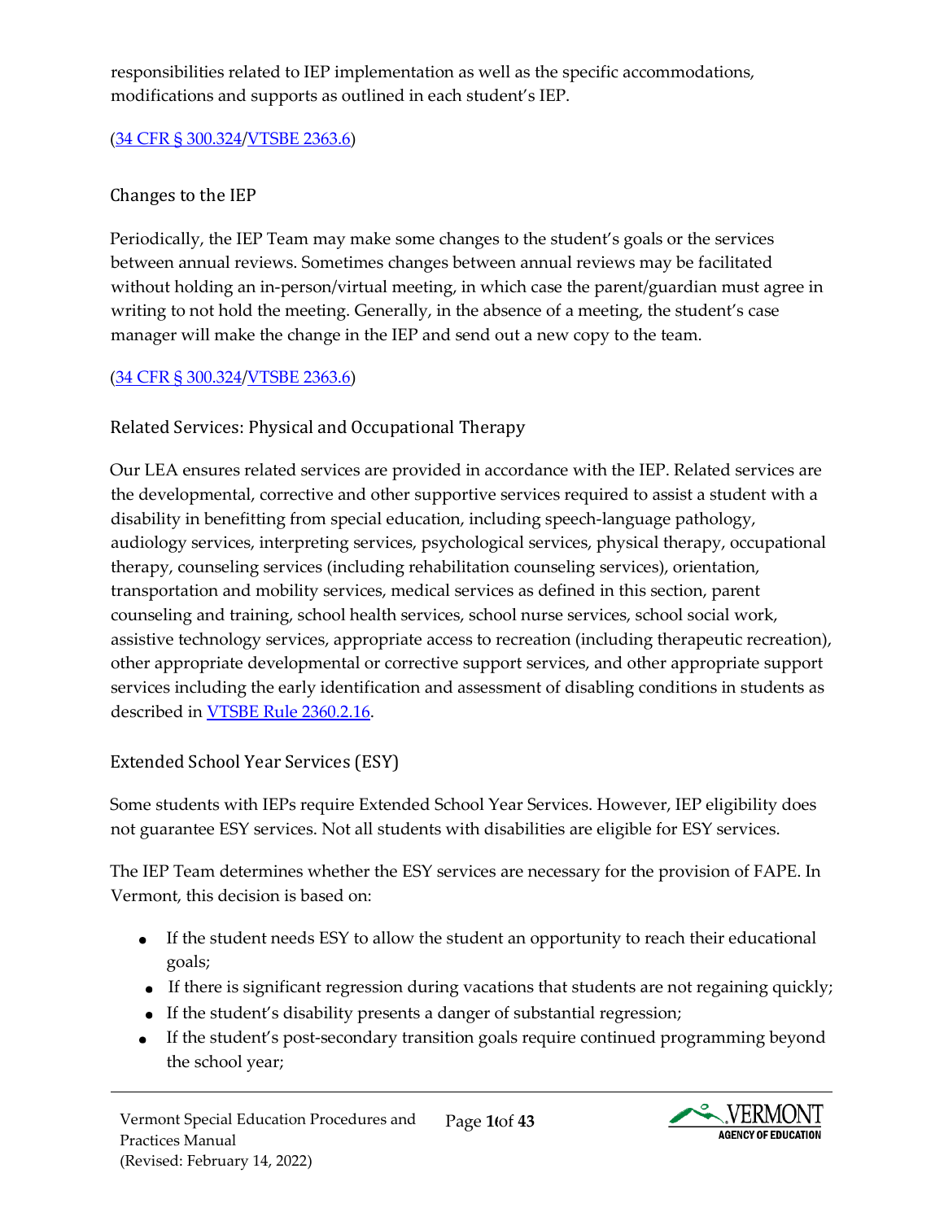responsibilities related to IEP implementation as well as the specific accommodations, modifications and supports as outlined in each student's IEP.

([34 CFR § 300.324](#)/[VTSBE 2363.6](#))

### Changes to the IEP

Periodically, the IEP Team may make some changes to the student's goals or the services between annual reviews. Sometimes changes between annual reviews may be facilitated without holding an in-person/virtual meeting, in which case the parent/guardian must agree in writing to not hold the meeting. Generally, in the absence of a meeting, the student's case manager will make the change in the IEP and send out a new copy to the team.

([34 CFR § 300.324](#)/[VTSBE 2363.6](#))

### Related Services: Physical and Occupational Therapy

Our LEA ensures related services are provided in accordance with the IEP. Related services are the developmental, corrective and other supportive services required to assist a student with a disability in benefitting from special education, including speech-language pathology, audiology services, interpreting services, psychological services, physical therapy, occupational therapy, counseling services (including rehabilitation counseling services), orientation, transportation and mobility services, medical services as defined in this section, parent counseling and training, school health services, school nurse services, school social work, assistive technology services, appropriate access to recreation (including therapeutic recreation), other appropriate developmental or corrective support services, and other appropriate support services including the early identification and assessment of disabling conditions in students as described in [VTSBE Rule 2360.2.16](#).

### Extended School Year Services (ESY)

Some students with IEPs require Extended School Year Services. However, IEP eligibility does not guarantee ESY services. Not all students with disabilities are eligible for ESY services.

The IEP Team determines whether the ESY services are necessary for the provision of FAPE. In Vermont, this decision is based on:

- If the student needs ESY to allow the student an opportunity to reach their educational goals;
- If there is significant regression during vacations that students are not regaining quickly;
- If the student's disability presents a danger of substantial regression;
- If the student's post-secondary transition goals require continued programming beyond the school year;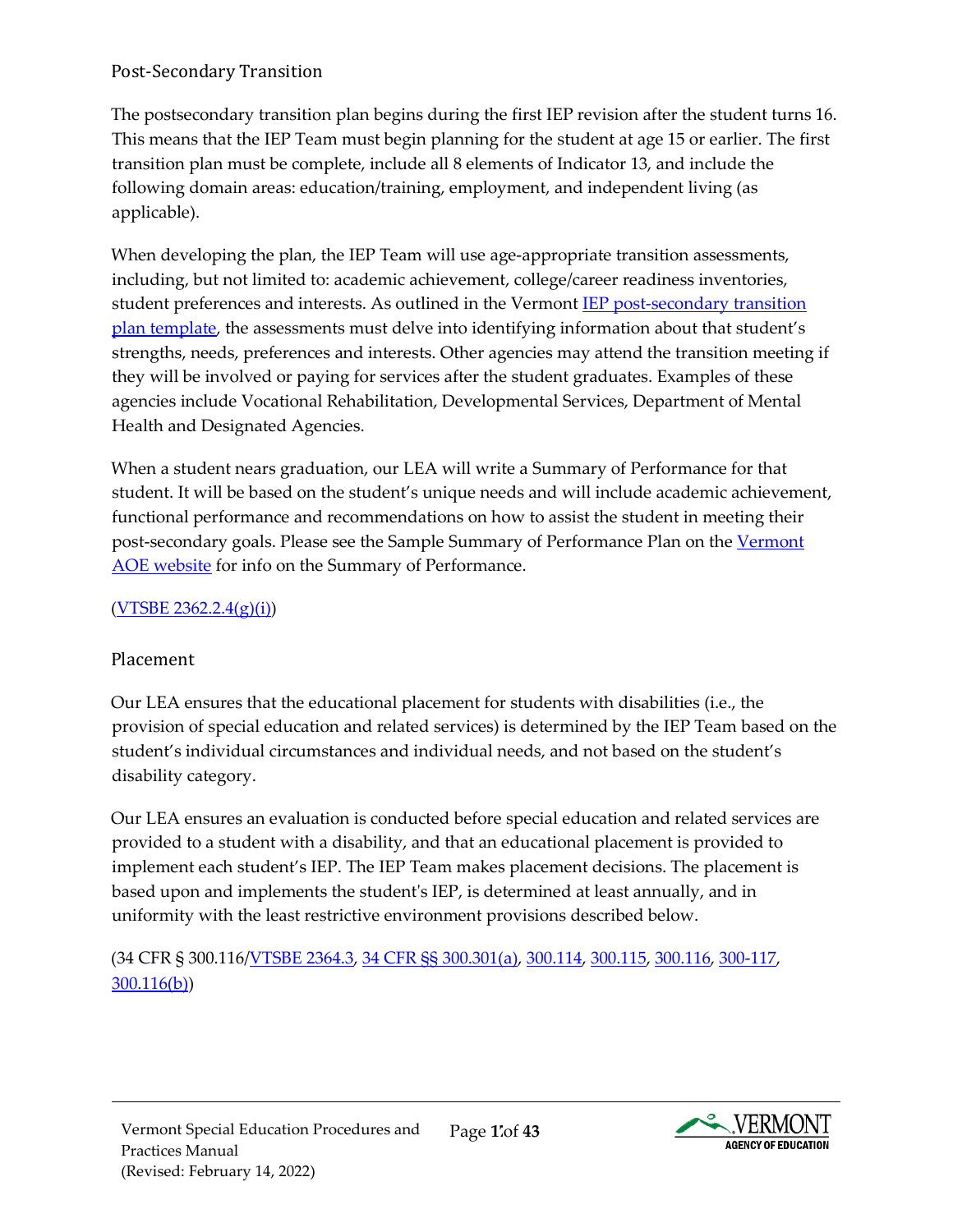## Post-Secondary Transition

The postsecondary transition plan begins during the first IEP revision after the student turns 16. This means that the IEP Team must begin planning for the student at age 15 or earlier. The first transition plan must be complete, include all 8 elements of Indicator 13, and include the following domain areas: education/training, employment, and independent living (as applicable).

When developing the plan, the IEP Team will use age-appropriate transition assessments, including, but not limited to: academic achievement, college/career readiness inventories, student preferences and interests. As outlined in the Vermont IEP post-secondary transition plan template, the assessments must delve into identifying information about that student's strengths, needs, preferences and interests. Other agencies may attend the transition meeting if they will be involved or paying for services after the student graduates. Examples of these agencies include Vocational Rehabilitation, Developmental Services, Department of Mental Health and Designated Agencies.

When a student nears graduation, our LEA will write a Summary of Performance for that student. It will be based on the student's unique needs and will include academic achievement, functional performance and recommendations on how to assist the student in meeting their post-secondary goals. Please see the Sample Summary of Performance Plan on the Vermont AOE website for info on the Summary of Performance.

(VTSBE 2362.2.4(g)(i))

## Placement

Our LEA ensures that the educational placement for students with disabilities (i.e., the provision of special education and related services) is determined by the IEP Team based on the student's individual circumstances and individual needs, and not based on the student's disability category.

Our LEA ensures an evaluation is conducted before special education and related services are provided to a student with a disability, and that an educational placement is provided to implement each student's IEP. The IEP Team makes placement decisions. The placement is based upon and implements the student's IEP, is determined at least annually, and in uniformity with the least restrictive environment provisions described below.

(34 CFR § 300.116/VTSBE 2364.3, 34 CFR §§ 300.301(a), 300.114, 300.115, 300.116, 300-117, 300.116(b))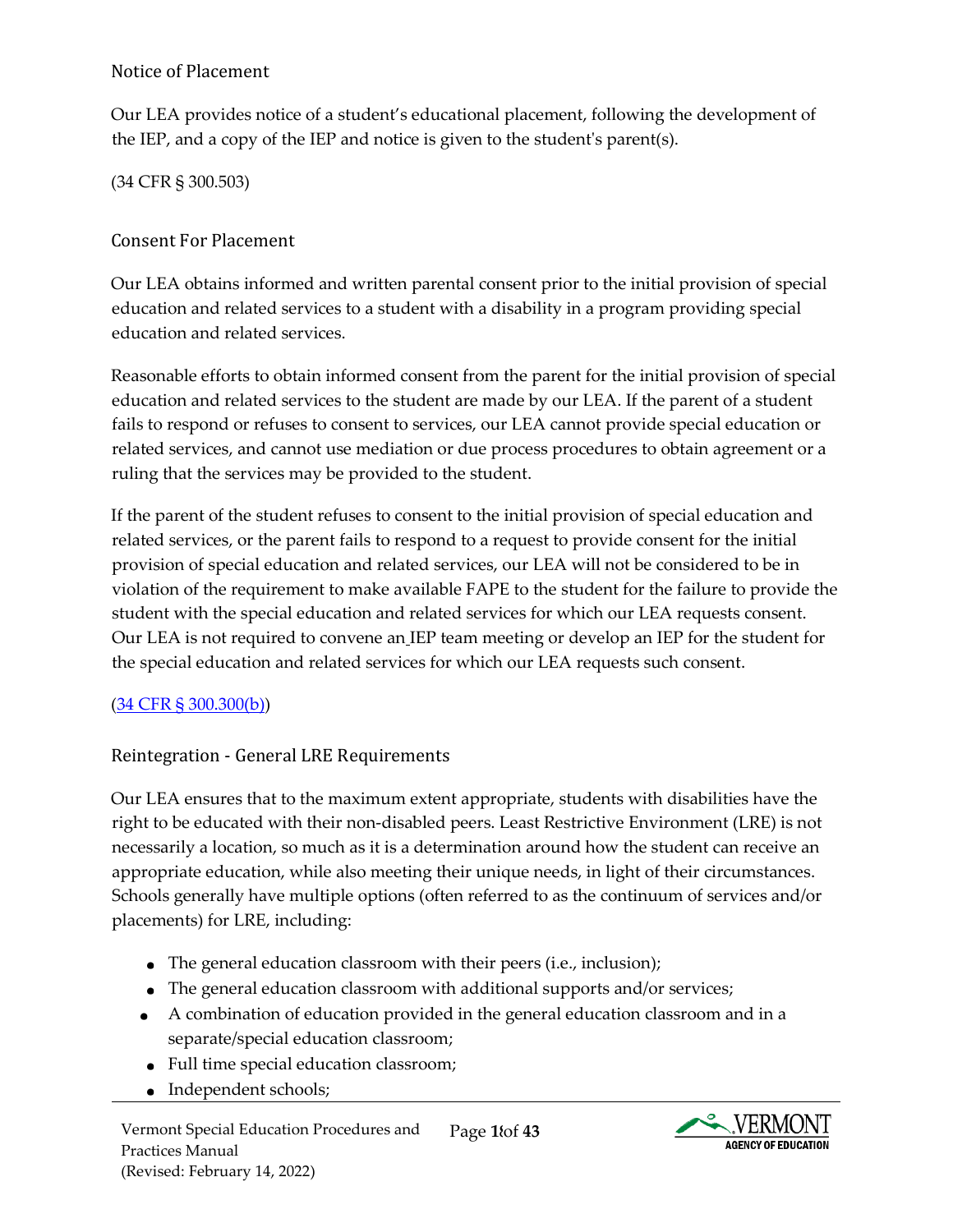### Notice of Placement

Our LEA provides notice of a student's educational placement, following the development of the IEP, and a copy of the IEP and notice is given to the student's parent(s).

(34 CFR § 300.503)

### Consent For Placement

Our LEA obtains informed and written parental consent prior to the initial provision of special education and related services to a student with a disability in a program providing special education and related services.

Reasonable efforts to obtain informed consent from the parent for the initial provision of special education and related services to the student are made by our LEA. If the parent of a student fails to respond or refuses to consent to services, our LEA cannot provide special education or related services, and cannot use mediation or due process procedures to obtain agreement or a ruling that the services may be provided to the student.

If the parent of the student refuses to consent to the initial provision of special education and related services, or the parent fails to respond to a request to provide consent for the initial provision of special education and related services, our LEA will not be considered to be in violation of the requirement to make available FAPE to the student for the failure to provide the student with the special education and related services for which our LEA requests consent. Our LEA is not required to convene an IEP team meeting or develop an IEP for the student for the special education and related services for which our LEA requests such consent.

(34 CFR § 300.300(b))

### Reintegration - General LRE Requirements

Our LEA ensures that to the maximum extent appropriate, students with disabilities have the right to be educated with their non-disabled peers. Least Restrictive Environment (LRE) is not necessarily a location, so much as it is a determination around how the student can receive an appropriate education, while also meeting their unique needs, in light of their circumstances. Schools generally have multiple options (often referred to as the continuum of services and/or placements) for LRE, including:

- The general education classroom with their peers (i.e., inclusion);
- The general education classroom with additional supports and/or services;
- A combination of education provided in the general education classroom and in a separate/special education classroom;
- Full time special education classroom;
- Independent schools;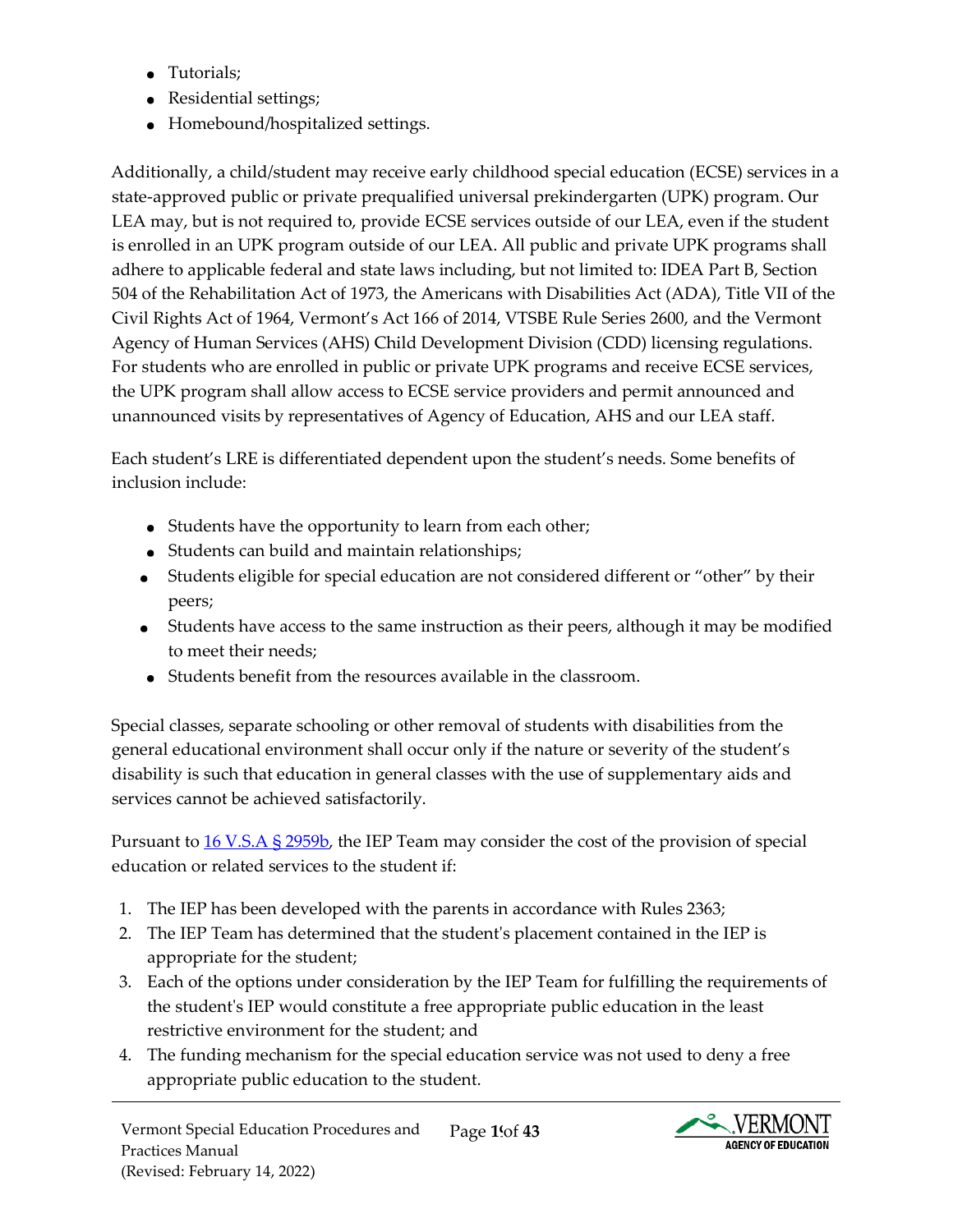- Tutorials;
- Residential settings;
- Homebound/hospitalized settings.

Additionally, a child/student may receive early childhood special education (ECSE) services in a state-approved public or private prequalified universal prekindergarten (UPK) program. Our LEA may, but is not required to, provide ECSE services outside of our LEA, even if the student is enrolled in an UPK program outside of our LEA. All public and private UPK programs shall adhere to applicable federal and state laws including, but not limited to: IDEA Part B, Section 504 of the Rehabilitation Act of 1973, the Americans with Disabilities Act (ADA), Title VII of the Civil Rights Act of 1964, Vermont's Act 166 of 2014, VTSBE Rule Series 2600, and the Vermont Agency of Human Services (AHS) Child Development Division (CDD) licensing regulations. For students who are enrolled in public or private UPK programs and receive ECSE services, the UPK program shall allow access to ECSE service providers and permit announced and unannounced visits by representatives of Agency of Education, AHS and our LEA staff.

Each student's LRE is differentiated dependent upon the student's needs. Some benefits of inclusion include:

- Students have the opportunity to learn from each other;
- Students can build and maintain relationships;
- Students eligible for special education are not considered different or "other" by their peers;
- Students have access to the same instruction as their peers, although it may be modified to meet their needs;
- Students benefit from the resources available in the classroom.

Special classes, separate schooling or other removal of students with disabilities from the general educational environment shall occur only if the nature or severity of the student's disability is such that education in general classes with the use of supplementary aids and services cannot be achieved satisfactorily.

Pursuant to [16 V.S.A § 2959b](), the IEP Team may consider the cost of the provision of special education or related services to the student if:

1. The IEP has been developed with the parents in accordance with Rules 2363;
2. The IEP Team has determined that the student's placement contained in the IEP is appropriate for the student;
3. Each of the options under consideration by the IEP Team for fulfilling the requirements of the student's IEP would constitute a free appropriate public education in the least restrictive environment for the student; and
4. The funding mechanism for the special education service was not used to deny a free appropriate public education to the student.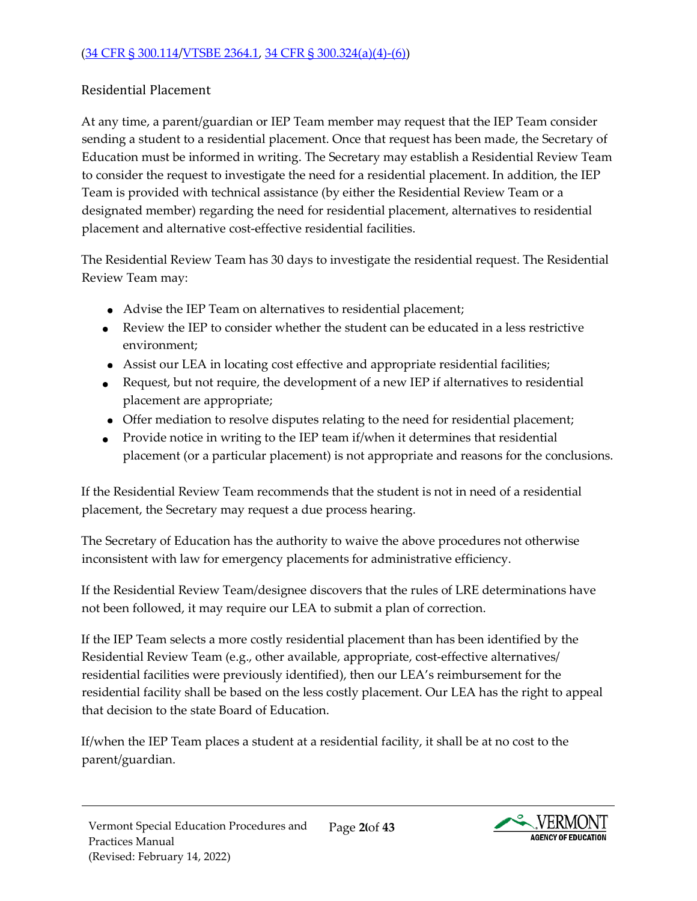([34 CFR § 300.114](#)/[VTSBE 2364.1](#), [34 CFR § 300.324(a)(4)-(6)](#))

## Residential Placement

At any time, a parent/guardian or IEP Team member may request that the IEP Team consider sending a student to a residential placement. Once that request has been made, the Secretary of Education must be informed in writing. The Secretary may establish a Residential Review Team to consider the request to investigate the need for a residential placement. In addition, the IEP Team is provided with technical assistance (by either the Residential Review Team or a designated member) regarding the need for residential placement, alternatives to residential placement and alternative cost-effective residential facilities.

The Residential Review Team has 30 days to investigate the residential request. The Residential Review Team may:

- Advise the IEP Team on alternatives to residential placement;
- Review the IEP to consider whether the student can be educated in a less restrictive environment;
- Assist our LEA in locating cost effective and appropriate residential facilities;
- Request, but not require, the development of a new IEP if alternatives to residential placement are appropriate;
- Offer mediation to resolve disputes relating to the need for residential placement;
- Provide notice in writing to the IEP team if/when it determines that residential placement (or a particular placement) is not appropriate and reasons for the conclusions.

If the Residential Review Team recommends that the student is not in need of a residential placement, the Secretary may request a due process hearing.

The Secretary of Education has the authority to waive the above procedures not otherwise inconsistent with law for emergency placements for administrative efficiency.

If the Residential Review Team/designee discovers that the rules of LRE determinations have not been followed, it may require our LEA to submit a plan of correction.

If the IEP Team selects a more costly residential placement than has been identified by the Residential Review Team (e.g., other available, appropriate, cost-effective alternatives/ residential facilities were previously identified), then our LEA's reimbursement for the residential facility shall be based on the less costly placement. Our LEA has the right to appeal that decision to the state Board of Education.

If/when the IEP Team places a student at a residential facility, it shall be at no cost to the parent/guardian.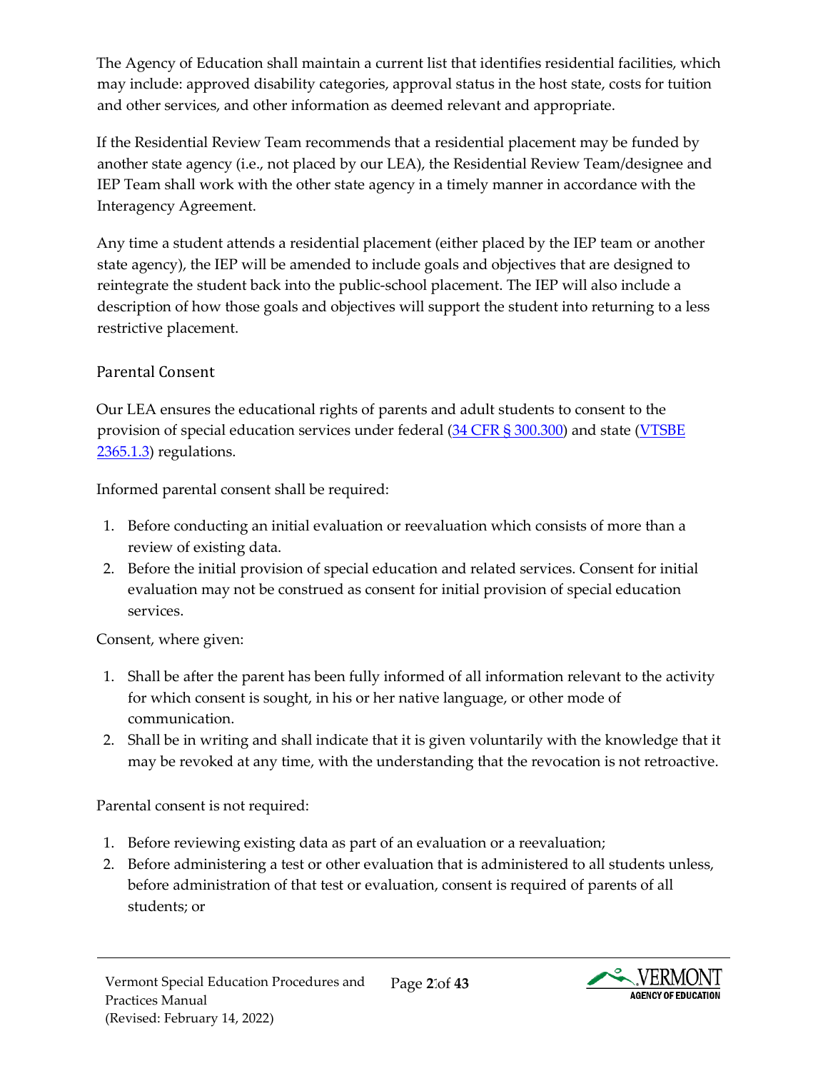The Agency of Education shall maintain a current list that identifies residential facilities, which may include: approved disability categories, approval status in the host state, costs for tuition and other services, and other information as deemed relevant and appropriate.

If the Residential Review Team recommends that a residential placement may be funded by another state agency (i.e., not placed by our LEA), the Residential Review Team/designee and IEP Team shall work with the other state agency in a timely manner in accordance with the Interagency Agreement.

Any time a student attends a residential placement (either placed by the IEP team or another state agency), the IEP will be amended to include goals and objectives that are designed to reintegrate the student back into the public-school placement. The IEP will also include a description of how those goals and objectives will support the student into returning to a less restrictive placement.

## Parental Consent

Our LEA ensures the educational rights of parents and adult students to consent to the provision of special education services under federal (34 CFR § 300.300) and state (VTSBE 2365.1.3) regulations.

Informed parental consent shall be required:

1. Before conducting an initial evaluation or reevaluation which consists of more than a review of existing data.
2. Before the initial provision of special education and related services. Consent for initial evaluation may not be construed as consent for initial provision of special education services.

Consent, where given:

1. Shall be after the parent has been fully informed of all information relevant to the activity for which consent is sought, in his or her native language, or other mode of communication.
2. Shall be in writing and shall indicate that it is given voluntarily with the knowledge that it may be revoked at any time, with the understanding that the revocation is not retroactive.

Parental consent is not required:

1. Before reviewing existing data as part of an evaluation or a reevaluation;
2. Before administering a test or other evaluation that is administered to all students unless, before administration of that test or evaluation, consent is required of parents of all students; or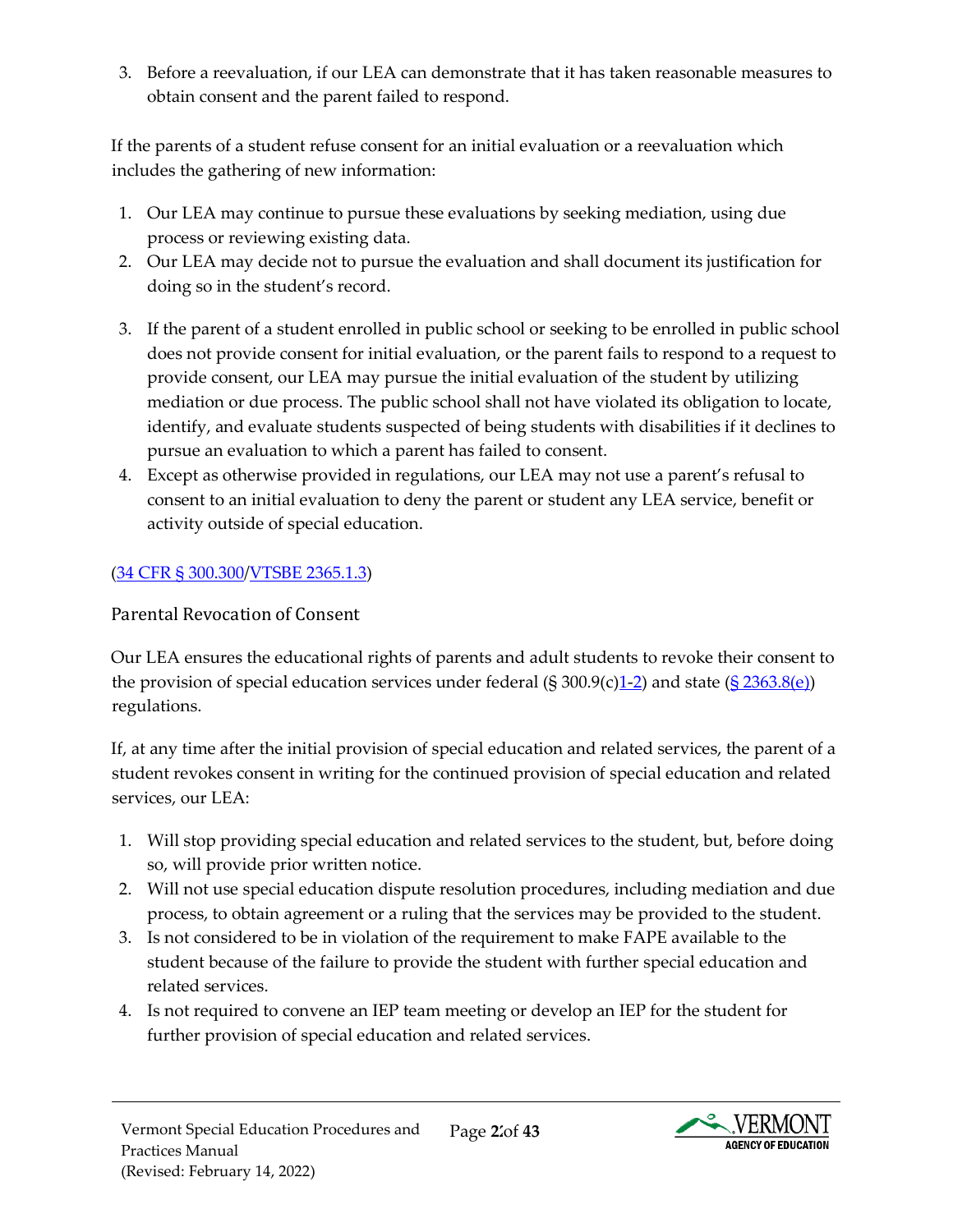3. Before a reevaluation, if our LEA can demonstrate that it has taken reasonable measures to obtain consent and the parent failed to respond.

If the parents of a student refuse consent for an initial evaluation or a reevaluation which includes the gathering of new information:

1. Our LEA may continue to pursue these evaluations by seeking mediation, using due process or reviewing existing data.
2. Our LEA may decide not to pursue the evaluation and shall document its justification for doing so in the student's record.
3. If the parent of a student enrolled in public school or seeking to be enrolled in public school does not provide consent for initial evaluation, or the parent fails to respond to a request to provide consent, our LEA may pursue the initial evaluation of the student by utilizing mediation or due process. The public school shall not have violated its obligation to locate, identify, and evaluate students suspected of being students with disabilities if it declines to pursue an evaluation to which a parent has failed to consent.
4. Except as otherwise provided in regulations, our LEA may not use a parent's refusal to consent to an initial evaluation to deny the parent or student any LEA service, benefit or activity outside of special education.

(34 CFR § 300.300/VTSBE 2365.1.3)

### Parental Revocation of Consent

Our LEA ensures the educational rights of parents and adult students to revoke their consent to the provision of special education services under federal (§ 300.9(c)1-2) and state (§ 2363.8(e)) regulations.

If, at any time after the initial provision of special education and related services, the parent of a student revokes consent in writing for the continued provision of special education and related services, our LEA:

1. Will stop providing special education and related services to the student, but, before doing so, will provide prior written notice.
2. Will not use special education dispute resolution procedures, including mediation and due process, to obtain agreement or a ruling that the services may be provided to the student.
3. Is not considered to be in violation of the requirement to make FAPE available to the student because of the failure to provide the student with further special education and related services.
4. Is not required to convene an IEP team meeting or develop an IEP for the student for further provision of special education and related services.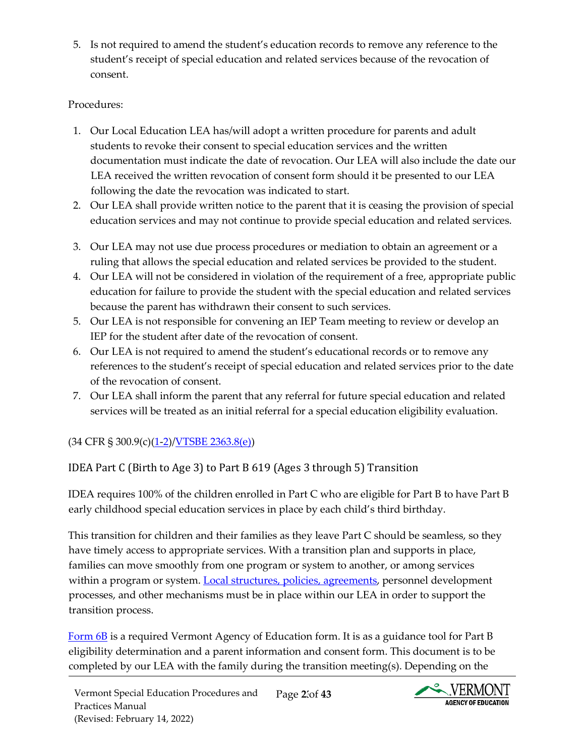5. Is not required to amend the student's education records to remove any reference to the student's receipt of special education and related services because of the revocation of consent.

Procedures:

1. Our Local Education LEA has/will adopt a written procedure for parents and adult students to revoke their consent to special education services and the written documentation must indicate the date of revocation. Our LEA will also include the date our LEA received the written revocation of consent form should it be presented to our LEA following the date the revocation was indicated to start.
2. Our LEA shall provide written notice to the parent that it is ceasing the provision of special education services and may not continue to provide special education and related services.
3. Our LEA may not use due process procedures or mediation to obtain an agreement or a ruling that allows the special education and related services be provided to the student.
4. Our LEA will not be considered in violation of the requirement of a free, appropriate public education for failure to provide the student with the special education and related services because the parent has withdrawn their consent to such services.
5. Our LEA is not responsible for convening an IEP Team meeting to review or develop an IEP for the student after date of the revocation of consent.
6. Our LEA is not required to amend the student's educational records or to remove any references to the student's receipt of special education and related services prior to the date of the revocation of consent.
7. Our LEA shall inform the parent that any referral for future special education and related services will be treated as an initial referral for a special education eligibility evaluation.

(34 CFR § 300.9(c)(1-2)/VTSBE 2363.8(e))

## IDEA Part C (Birth to Age 3) to Part B 619 (Ages 3 through 5) Transition

IDEA requires 100% of the children enrolled in Part C who are eligible for Part B to have Part B early childhood special education services in place by each child's third birthday.

This transition for children and their families as they leave Part C should be seamless, so they have timely access to appropriate services. With a transition plan and supports in place, families can move smoothly from one program or system to another, or among services within a program or system. Local structures, policies, agreements, personnel development processes, and other mechanisms must be in place within our LEA in order to support the transition process.

Form 6B is a required Vermont Agency of Education form. It is as a guidance tool for Part B eligibility determination and a parent information and consent form. This document is to be completed by our LEA with the family during the transition meeting(s). Depending on the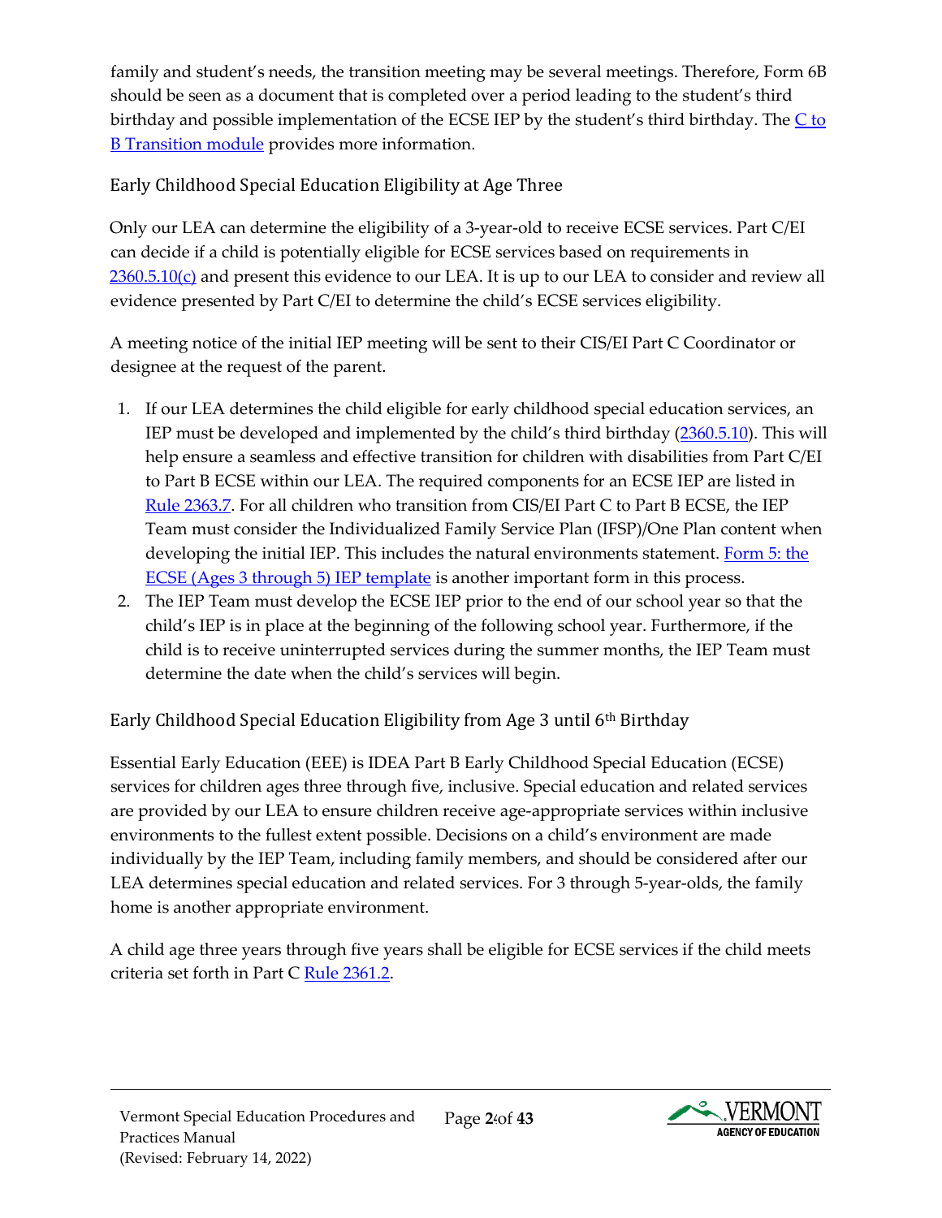family and student's needs, the transition meeting may be several meetings. Therefore, Form 6B should be seen as a document that is completed over a period leading to the student's third birthday and possible implementation of the ECSE IEP by the student's third birthday. The C to B Transition module provides more information.

### Early Childhood Special Education Eligibility at Age Three

Only our LEA can determine the eligibility of a 3-year-old to receive ECSE services. Part C/EI can decide if a child is potentially eligible for ECSE services based on requirements in 2360.5.10(c) and present this evidence to our LEA. It is up to our LEA to consider and review all evidence presented by Part C/EI to determine the child's ECSE services eligibility.

A meeting notice of the initial IEP meeting will be sent to their CIS/EI Part C Coordinator or designee at the request of the parent.

1. If our LEA determines the child eligible for early childhood special education services, an IEP must be developed and implemented by the child's third birthday (2360.5.10). This will help ensure a seamless and effective transition for children with disabilities from Part C/EI to Part B ECSE within our LEA. The required components for an ECSE IEP are listed in Rule 2363.7. For all children who transition from CIS/EI Part C to Part B ECSE, the IEP Team must consider the Individualized Family Service Plan (IFSP)/One Plan content when developing the initial IEP. This includes the natural environments statement. Form 5: the ECSE (Ages 3 through 5) IEP template is another important form in this process.
2. The IEP Team must develop the ECSE IEP prior to the end of our school year so that the child's IEP is in place at the beginning of the following school year. Furthermore, if the child is to receive uninterrupted services during the summer months, the IEP Team must determine the date when the child's services will begin.

### Early Childhood Special Education Eligibility from Age 3 until 6th Birthday

Essential Early Education (EEE) is IDEA Part B Early Childhood Special Education (ECSE) services for children ages three through five, inclusive. Special education and related services are provided by our LEA to ensure children receive age-appropriate services within inclusive environments to the fullest extent possible. Decisions on a child's environment are made individually by the IEP Team, including family members, and should be considered after our LEA determines special education and related services. For 3 through 5-year-olds, the family home is another appropriate environment.

A child age three years through five years shall be eligible for ECSE services if the child meets criteria set forth in Part C Rule 2361.2.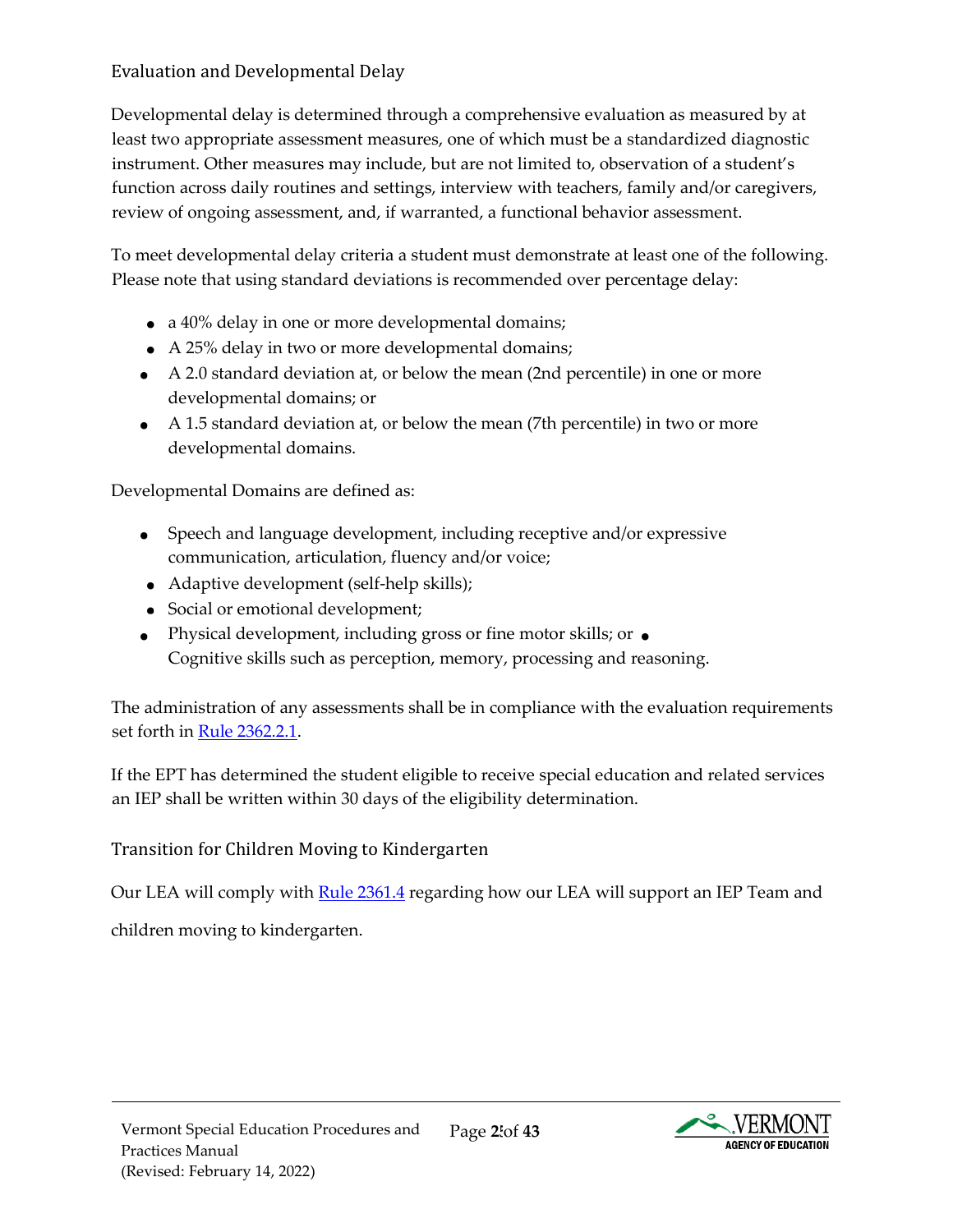## Evaluation and Developmental Delay

Developmental delay is determined through a comprehensive evaluation as measured by at least two appropriate assessment measures, one of which must be a standardized diagnostic instrument. Other measures may include, but are not limited to, observation of a student's function across daily routines and settings, interview with teachers, family and/or caregivers, review of ongoing assessment, and, if warranted, a functional behavior assessment.

To meet developmental delay criteria a student must demonstrate at least one of the following. Please note that using standard deviations is recommended over percentage delay:

- a 40% delay in one or more developmental domains;
- A 25% delay in two or more developmental domains;
- A 2.0 standard deviation at, or below the mean (2nd percentile) in one or more developmental domains; or
- A 1.5 standard deviation at, or below the mean (7th percentile) in two or more developmental domains.

Developmental Domains are defined as:

- Speech and language development, including receptive and/or expressive communication, articulation, fluency and/or voice;
- Adaptive development (self-help skills);
- Social or emotional development;
- Physical development, including gross or fine motor skills; or
- Cognitive skills such as perception, memory, processing and reasoning.

The administration of any assessments shall be in compliance with the evaluation requirements set forth in [Rule 2362.2.1](#).

If the EPT has determined the student eligible to receive special education and related services an IEP shall be written within 30 days of the eligibility determination.

## Transition for Children Moving to Kindergarten

Our LEA will comply with [Rule 2361.4](#) regarding how our LEA will support an IEP Team and children moving to kindergarten.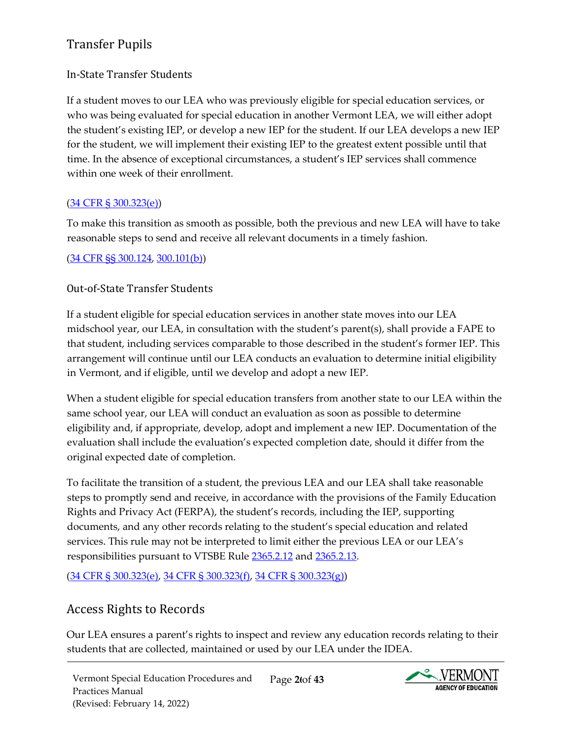## Transfer Pupils

### In-State Transfer Students

If a student moves to our LEA who was previously eligible for special education services, or who was being evaluated for special education in another Vermont LEA, we will either adopt the student's existing IEP, or develop a new IEP for the student. If our LEA develops a new IEP for the student, we will implement their existing IEP to the greatest extent possible until that time. In the absence of exceptional circumstances, a student's IEP services shall commence within one week of their enrollment.

(34 CFR § 300.323(e))

To make this transition as smooth as possible, both the previous and new LEA will have to take reasonable steps to send and receive all relevant documents in a timely fashion.

(34 CFR §§ 300.124, 300.101(b))

### Out-of-State Transfer Students

If a student eligible for special education services in another state moves into our LEA midschool year, our LEA, in consultation with the student's parent(s), shall provide a FAPE to that student, including services comparable to those described in the student's former IEP. This arrangement will continue until our LEA conducts an evaluation to determine initial eligibility in Vermont, and if eligible, until we develop and adopt a new IEP.

When a student eligible for special education transfers from another state to our LEA within the same school year, our LEA will conduct an evaluation as soon as possible to determine eligibility and, if appropriate, develop, adopt and implement a new IEP. Documentation of the evaluation shall include the evaluation's expected completion date, should it differ from the original expected date of completion.

To facilitate the transition of a student, the previous LEA and our LEA shall take reasonable steps to promptly send and receive, in accordance with the provisions of the Family Education Rights and Privacy Act (FERPA), the student's records, including the IEP, supporting documents, and any other records relating to the student's special education and related services. This rule may not be interpreted to limit either the previous LEA or our LEA's responsibilities pursuant to VTSBE Rule 2365.2.12 and 2365.2.13.

(34 CFR § 300.323(e), 34 CFR § 300.323(f), 34 CFR § 300.323(g))

## Access Rights to Records

Our LEA ensures a parent's rights to inspect and review any education records relating to their students that are collected, maintained or used by our LEA under the IDEA.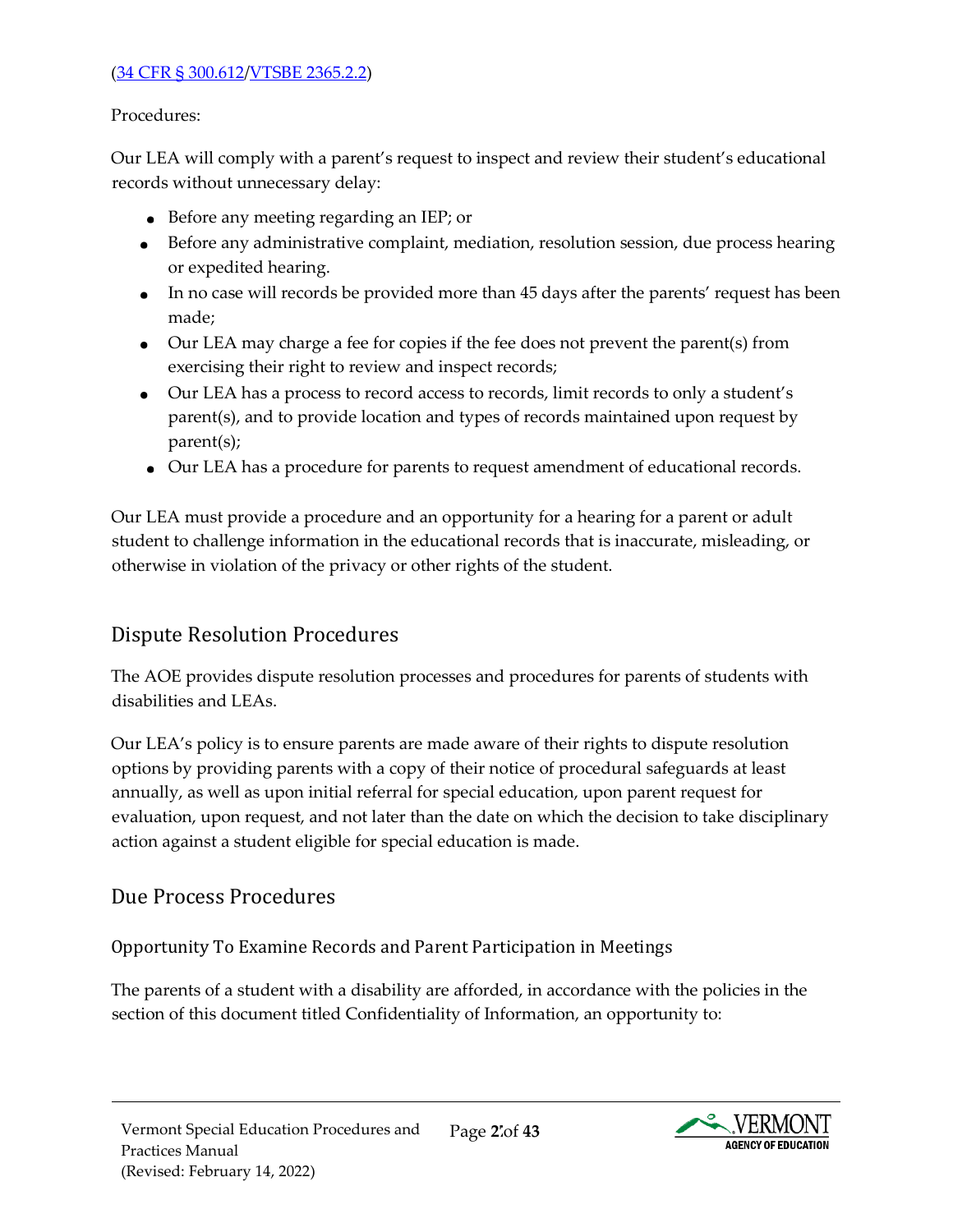([34 CFR § 300.612](#)/[VTSBE 2365.2.2](#))

Procedures:

Our LEA will comply with a parent's request to inspect and review their student's educational records without unnecessary delay:

- Before any meeting regarding an IEP; or
- Before any administrative complaint, mediation, resolution session, due process hearing or expedited hearing.
- In no case will records be provided more than 45 days after the parents' request has been made;
- Our LEA may charge a fee for copies if the fee does not prevent the parent(s) from exercising their right to review and inspect records;
- Our LEA has a process to record access to records, limit records to only a student's parent(s), and to provide location and types of records maintained upon request by parent(s);
- Our LEA has a procedure for parents to request amendment of educational records.

Our LEA must provide a procedure and an opportunity for a hearing for a parent or adult student to challenge information in the educational records that is inaccurate, misleading, or otherwise in violation of the privacy or other rights of the student.

## Dispute Resolution Procedures

The AOE provides dispute resolution processes and procedures for parents of students with disabilities and LEAs.

Our LEA's policy is to ensure parents are made aware of their rights to dispute resolution options by providing parents with a copy of their notice of procedural safeguards at least annually, as well as upon initial referral for special education, upon parent request for evaluation, upon request, and not later than the date on which the decision to take disciplinary action against a student eligible for special education is made.

## Due Process Procedures

### Opportunity To Examine Records and Parent Participation in Meetings

The parents of a student with a disability are afforded, in accordance with the policies in the section of this document titled Confidentiality of Information, an opportunity to: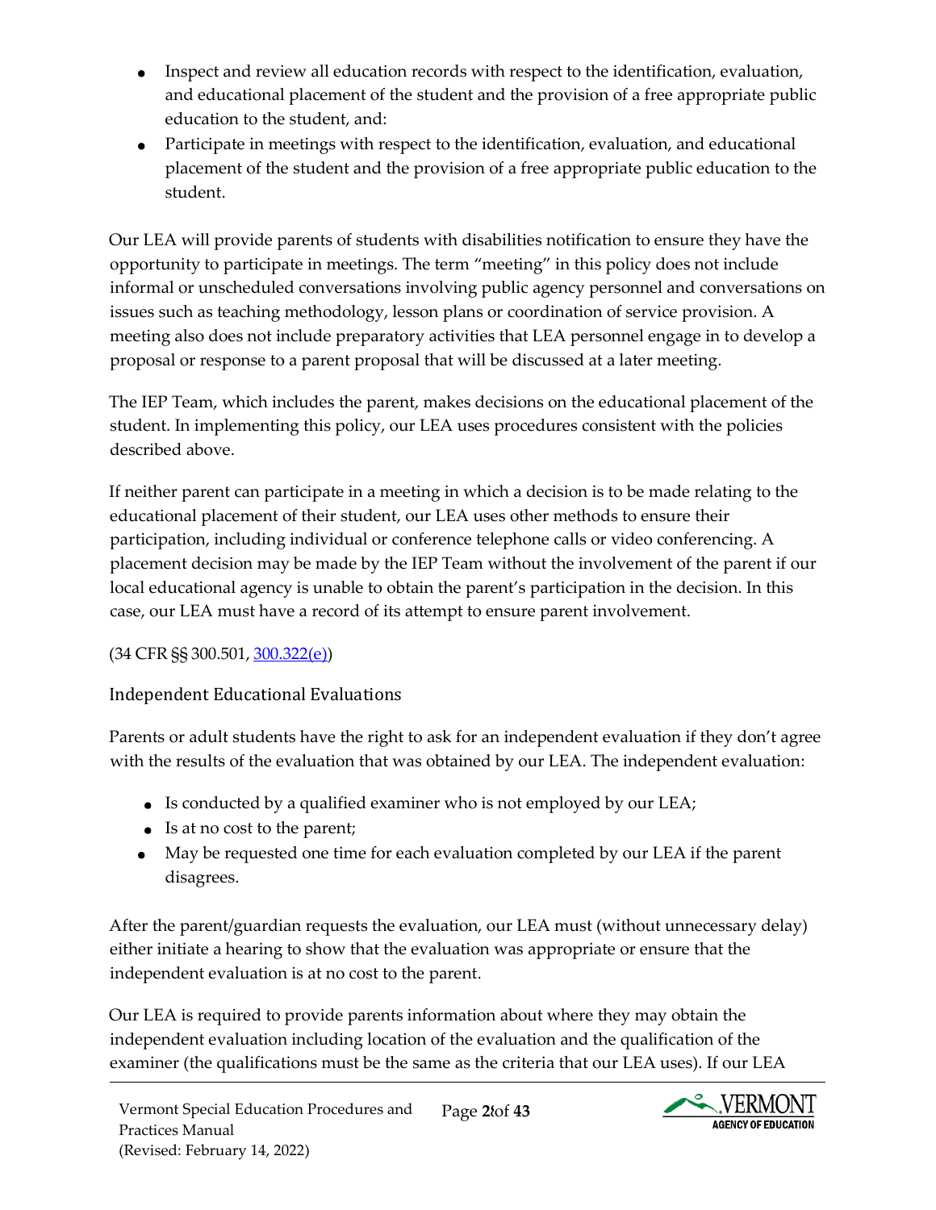- Inspect and review all education records with respect to the identification, evaluation, and educational placement of the student and the provision of a free appropriate public education to the student, and:
- Participate in meetings with respect to the identification, evaluation, and educational placement of the student and the provision of a free appropriate public education to the student.

Our LEA will provide parents of students with disabilities notification to ensure they have the opportunity to participate in meetings. The term "meeting" in this policy does not include informal or unscheduled conversations involving public agency personnel and conversations on issues such as teaching methodology, lesson plans or coordination of service provision. A meeting also does not include preparatory activities that LEA personnel engage in to develop a proposal or response to a parent proposal that will be discussed at a later meeting.

The IEP Team, which includes the parent, makes decisions on the educational placement of the student. In implementing this policy, our LEA uses procedures consistent with the policies described above.

If neither parent can participate in a meeting in which a decision is to be made relating to the educational placement of their student, our LEA uses other methods to ensure their participation, including individual or conference telephone calls or video conferencing. A placement decision may be made by the IEP Team without the involvement of the parent if our local educational agency is unable to obtain the parent's participation in the decision. In this case, our LEA must have a record of its attempt to ensure parent involvement.

(34 CFR §§ 300.501, [300.322(e)](#))

## Independent Educational Evaluations

Parents or adult students have the right to ask for an independent evaluation if they don't agree with the results of the evaluation that was obtained by our LEA. The independent evaluation:

- Is conducted by a qualified examiner who is not employed by our LEA;
- Is at no cost to the parent;
- May be requested one time for each evaluation completed by our LEA if the parent disagrees.

After the parent/guardian requests the evaluation, our LEA must (without unnecessary delay) either initiate a hearing to show that the evaluation was appropriate or ensure that the independent evaluation is at no cost to the parent.

Our LEA is required to provide parents information about where they may obtain the independent evaluation including location of the evaluation and the qualification of the examiner (the qualifications must be the same as the criteria that our LEA uses). If our LEA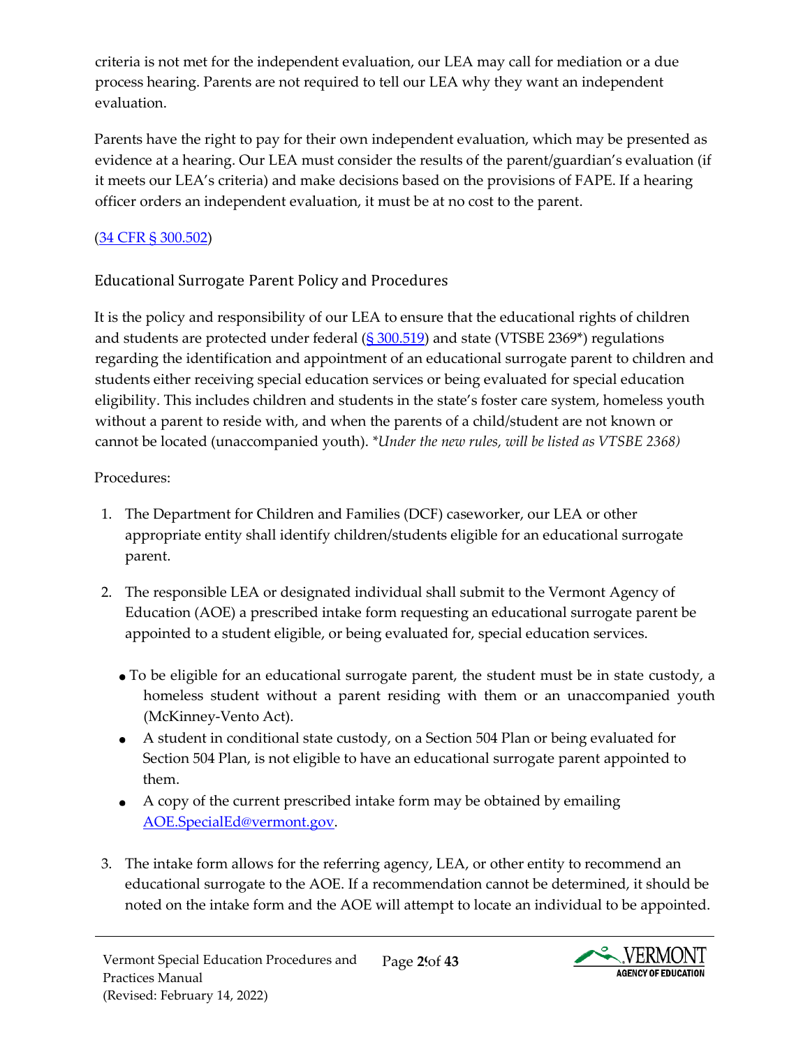criteria is not met for the independent evaluation, our LEA may call for mediation or a due process hearing. Parents are not required to tell our LEA why they want an independent evaluation.

Parents have the right to pay for their own independent evaluation, which may be presented as evidence at a hearing. Our LEA must consider the results of the parent/guardian's evaluation (if it meets our LEA's criteria) and make decisions based on the provisions of FAPE. If a hearing officer orders an independent evaluation, it must be at no cost to the parent.

(34 CFR § 300.502)

## Educational Surrogate Parent Policy and Procedures

It is the policy and responsibility of our LEA to ensure that the educational rights of children and students are protected under federal (§ 300.519) and state (VTSBE 2369*) regulations regarding the identification and appointment of an educational surrogate parent to children and students either receiving special education services or being evaluated for special education eligibility. This includes children and students in the state's foster care system, homeless youth without a parent to reside with, and when the parents of a child/student are not known or cannot be located (unaccompanied youth). *\*Under the new rules, will be listed as VTSBE 2368)*

Procedures:

1. The Department for Children and Families (DCF) caseworker, our LEA or other appropriate entity shall identify children/students eligible for an educational surrogate parent.

2. The responsible LEA or designated individual shall submit to the Vermont Agency of Education (AOE) a prescribed intake form requesting an educational surrogate parent be appointed to a student eligible, or being evaluated for, special education services.

   - To be eligible for an educational surrogate parent, the student must be in state custody, a homeless student without a parent residing with them or an unaccompanied youth (McKinney-Vento Act).
   - A student in conditional state custody, on a Section 504 Plan or being evaluated for Section 504 Plan, is not eligible to have an educational surrogate parent appointed to them.
   - A copy of the current prescribed intake form may be obtained by emailing AOE.SpecialEd@vermont.gov.

3. The intake form allows for the referring agency, LEA, or other entity to recommend an educational surrogate to the AOE. If a recommendation cannot be determined, it should be noted on the intake form and the AOE will attempt to locate an individual to be appointed.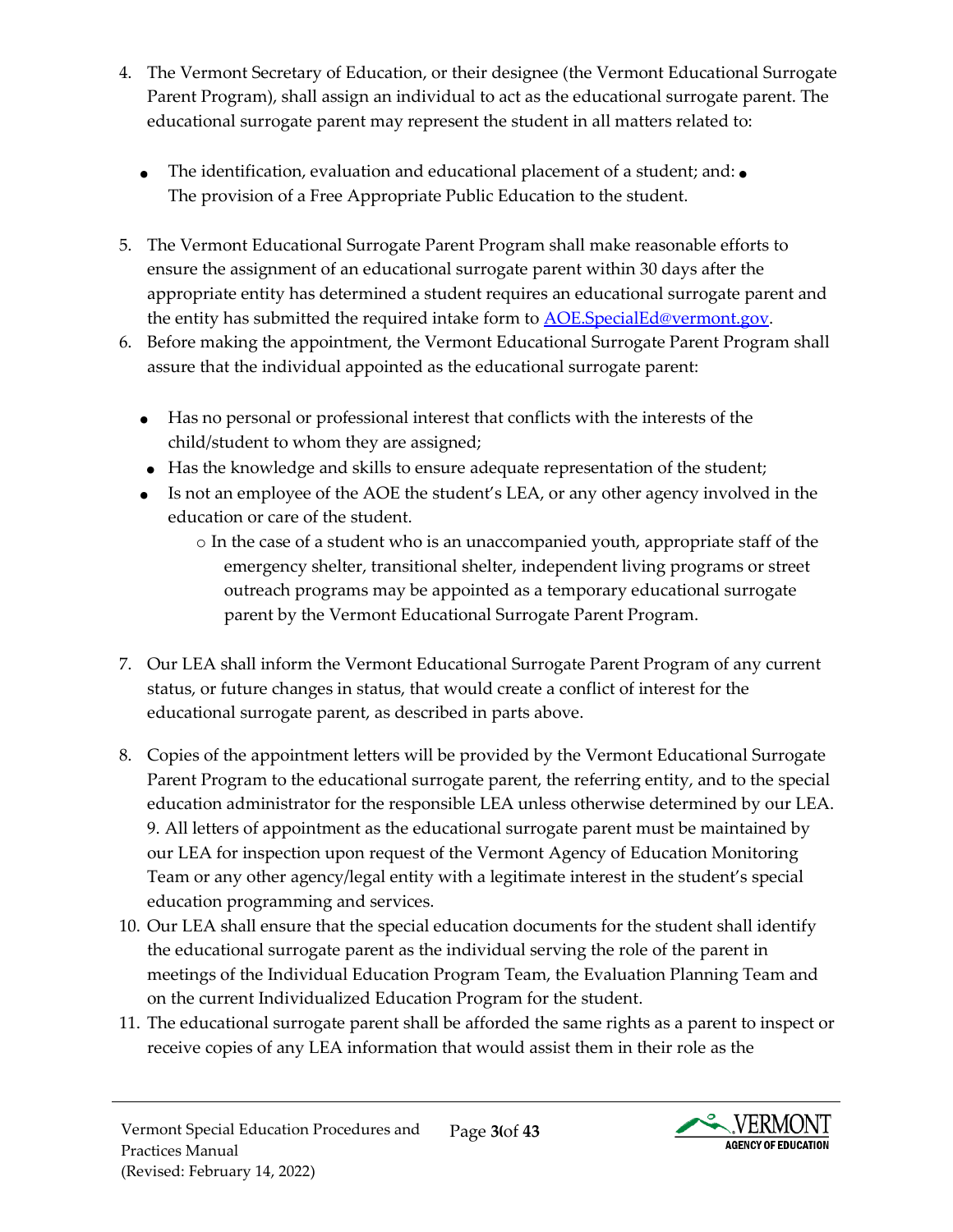4. The Vermont Secretary of Education, or their designee (the Vermont Educational Surrogate Parent Program), shall assign an individual to act as the educational surrogate parent. The educational surrogate parent may represent the student in all matters related to:

   - The identification, evaluation and educational placement of a student; and:
   - The provision of a Free Appropriate Public Education to the student.

5. The Vermont Educational Surrogate Parent Program shall make reasonable efforts to ensure the assignment of an educational surrogate parent within 30 days after the appropriate entity has determined a student requires an educational surrogate parent and the entity has submitted the required intake form to [AOE.SpecialEd@vermont.gov](mailto:AOE.SpecialEd@vermont.gov).
6. Before making the appointment, the Vermont Educational Surrogate Parent Program shall assure that the individual appointed as the educational surrogate parent:

   - Has no personal or professional interest that conflicts with the interests of the child/student to whom they are assigned;
   - Has the knowledge and skills to ensure adequate representation of the student;
   - Is not an employee of the AOE the student's LEA, or any other agency involved in the education or care of the student.
     - In the case of a student who is an unaccompanied youth, appropriate staff of the emergency shelter, transitional shelter, independent living programs or street outreach programs may be appointed as a temporary educational surrogate parent by the Vermont Educational Surrogate Parent Program.

7. Our LEA shall inform the Vermont Educational Surrogate Parent Program of any current status, or future changes in status, that would create a conflict of interest for the educational surrogate parent, as described in parts above.

8. Copies of the appointment letters will be provided by the Vermont Educational Surrogate Parent Program to the educational surrogate parent, the referring entity, and to the special education administrator for the responsible LEA unless otherwise determined by our LEA.
9. All letters of appointment as the educational surrogate parent must be maintained by our LEA for inspection upon request of the Vermont Agency of Education Monitoring Team or any other agency/legal entity with a legitimate interest in the student's special education programming and services.
10. Our LEA shall ensure that the special education documents for the student shall identify the educational surrogate parent as the individual serving the role of the parent in meetings of the Individual Education Program Team, the Evaluation Planning Team and on the current Individualized Education Program for the student.
11. The educational surrogate parent shall be afforded the same rights as a parent to inspect or receive copies of any LEA information that would assist them in their role as the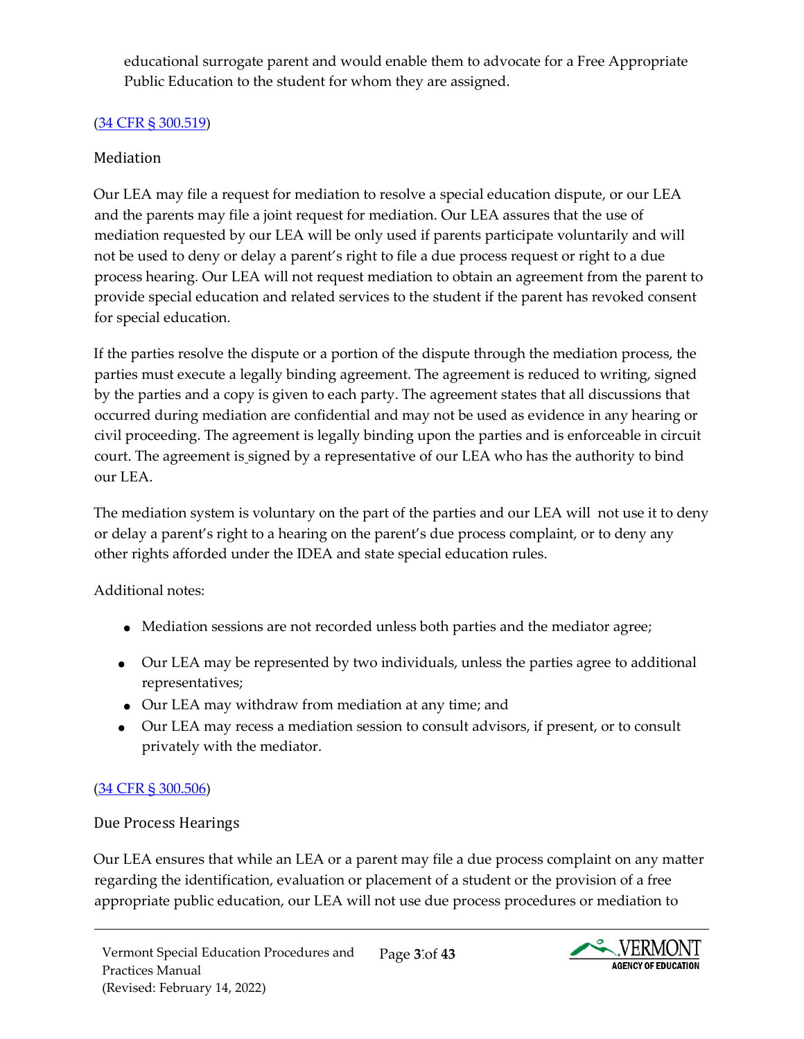educational surrogate parent and would enable them to advocate for a Free Appropriate Public Education to the student for whom they are assigned.

([34 CFR § 300.519](#))

### Mediation

Our LEA may file a request for mediation to resolve a special education dispute, or our LEA and the parents may file a joint request for mediation. Our LEA assures that the use of mediation requested by our LEA will be only used if parents participate voluntarily and will not be used to deny or delay a parent's right to file a due process request or right to a due process hearing. Our LEA will not request mediation to obtain an agreement from the parent to provide special education and related services to the student if the parent has revoked consent for special education.

If the parties resolve the dispute or a portion of the dispute through the mediation process, the parties must execute a legally binding agreement. The agreement is reduced to writing, signed by the parties and a copy is given to each party. The agreement states that all discussions that occurred during mediation are confidential and may not be used as evidence in any hearing or civil proceeding. The agreement is legally binding upon the parties and is enforceable in circuit court. The agreement is signed by a representative of our LEA who has the authority to bind our LEA.

The mediation system is voluntary on the part of the parties and our LEA will not use it to deny or delay a parent's right to a hearing on the parent's due process complaint, or to deny any other rights afforded under the IDEA and state special education rules.

Additional notes:

- Mediation sessions are not recorded unless both parties and the mediator agree;
- Our LEA may be represented by two individuals, unless the parties agree to additional representatives;
- Our LEA may withdraw from mediation at any time; and
- Our LEA may recess a mediation session to consult advisors, if present, or to consult privately with the mediator.

([34 CFR § 300.506](#))

### Due Process Hearings

Our LEA ensures that while an LEA or a parent may file a due process complaint on any matter regarding the identification, evaluation or placement of a student or the provision of a free appropriate public education, our LEA will not use due process procedures or mediation to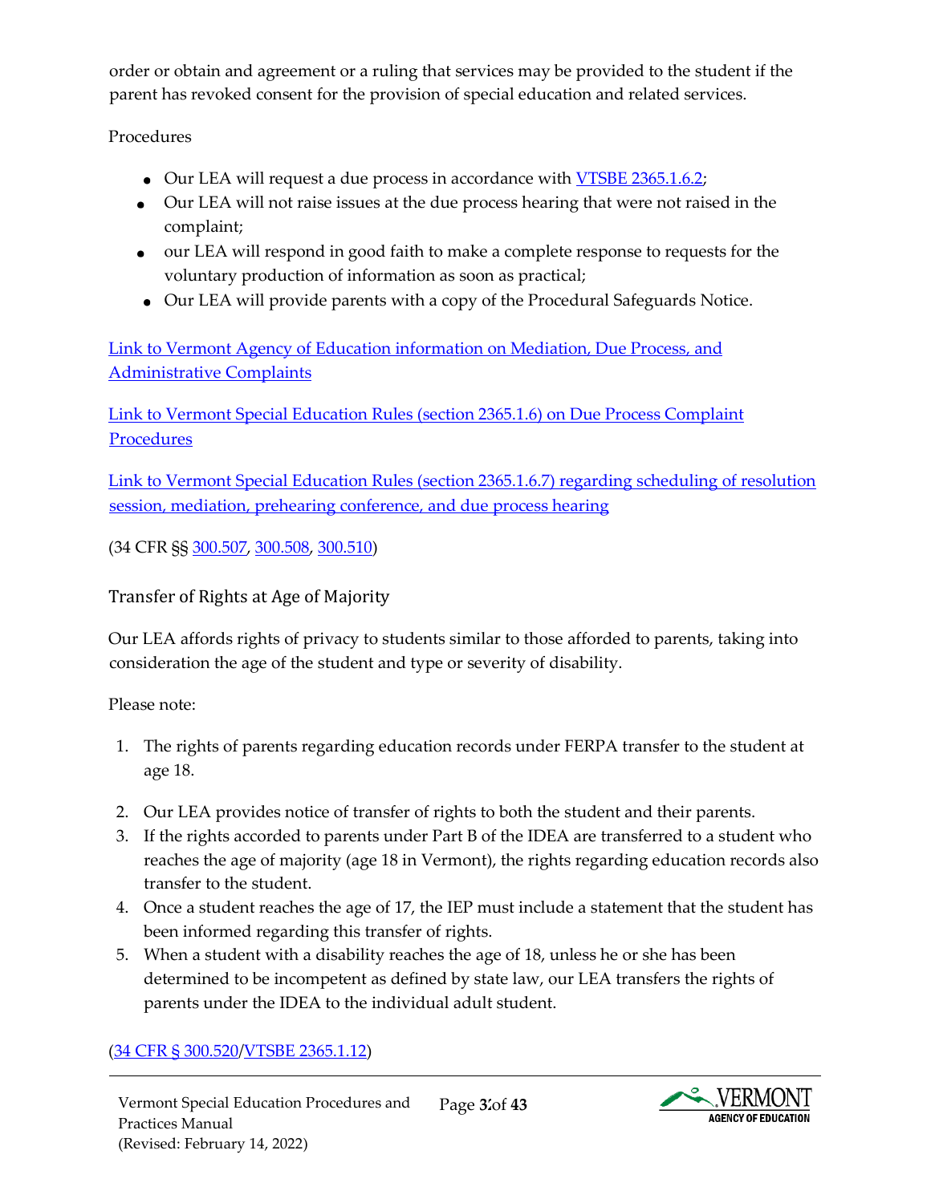order or obtain and agreement or a ruling that services may be provided to the student if the parent has revoked consent for the provision of special education and related services.

Procedures

- Our LEA will request a due process in accordance with [VTSBE 2365.1.6.2](#);
- Our LEA will not raise issues at the due process hearing that were not raised in the complaint;
- our LEA will respond in good faith to make a complete response to requests for the voluntary production of information as soon as practical;
- Our LEA will provide parents with a copy of the Procedural Safeguards Notice.

[Link to Vermont Agency of Education information on Mediation, Due Process, and Administrative Complaints](#)

[Link to Vermont Special Education Rules (section 2365.1.6) on Due Process Complaint Procedures](#)

[Link to Vermont Special Education Rules (section 2365.1.6.7) regarding scheduling of resolution session, mediation, prehearing conference, and due process hearing](#)

(34 CFR §§ [300.507](#), [300.508](#), [300.510](#))

## Transfer of Rights at Age of Majority

Our LEA affords rights of privacy to students similar to those afforded to parents, taking into consideration the age of the student and type or severity of disability.

Please note:

1. The rights of parents regarding education records under FERPA transfer to the student at age 18.
2. Our LEA provides notice of transfer of rights to both the student and their parents.
3. If the rights accorded to parents under Part B of the IDEA are transferred to a student who reaches the age of majority (age 18 in Vermont), the rights regarding education records also transfer to the student.
4. Once a student reaches the age of 17, the IEP must include a statement that the student has been informed regarding this transfer of rights.
5. When a student with a disability reaches the age of 18, unless he or she has been determined to be incompetent as defined by state law, our LEA transfers the rights of parents under the IDEA to the individual adult student.

([34 CFR § 300.520](#)/[VTSBE 2365.1.12](#))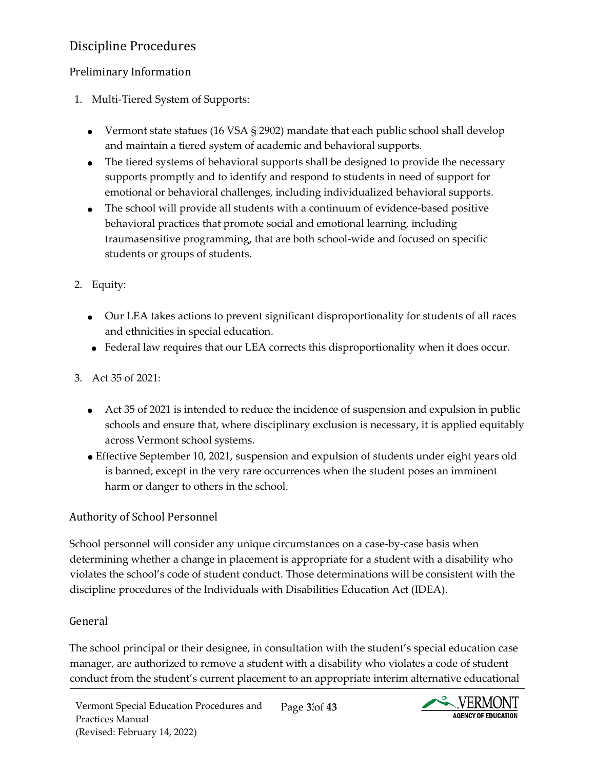## Discipline Procedures

### Preliminary Information

1. Multi-Tiered System of Supports:

   - Vermont state statues (16 VSA § 2902) mandate that each public school shall develop and maintain a tiered system of academic and behavioral supports.
   - The tiered systems of behavioral supports shall be designed to provide the necessary supports promptly and to identify and respond to students in need of support for emotional or behavioral challenges, including individualized behavioral supports.
   - The school will provide all students with a continuum of evidence-based positive behavioral practices that promote social and emotional learning, including traumasensitive programming, that are both school-wide and focused on specific students or groups of students.

2. Equity:

   - Our LEA takes actions to prevent significant disproportionality for students of all races and ethnicities in special education.
   - Federal law requires that our LEA corrects this disproportionality when it does occur.

3. Act 35 of 2021:

   - Act 35 of 2021 is intended to reduce the incidence of suspension and expulsion in public schools and ensure that, where disciplinary exclusion is necessary, it is applied equitably across Vermont school systems.
   - Effective September 10, 2021, suspension and expulsion of students under eight years old is banned, except in the very rare occurrences when the student poses an imminent harm or danger to others in the school.

### Authority of School Personnel

School personnel will consider any unique circumstances on a case-by-case basis when determining whether a change in placement is appropriate for a student with a disability who violates the school's code of student conduct. Those determinations will be consistent with the discipline procedures of the Individuals with Disabilities Education Act (IDEA).

### General

The school principal or their designee, in consultation with the student's special education case manager, are authorized to remove a student with a disability who violates a code of student conduct from the student's current placement to an appropriate interim alternative educational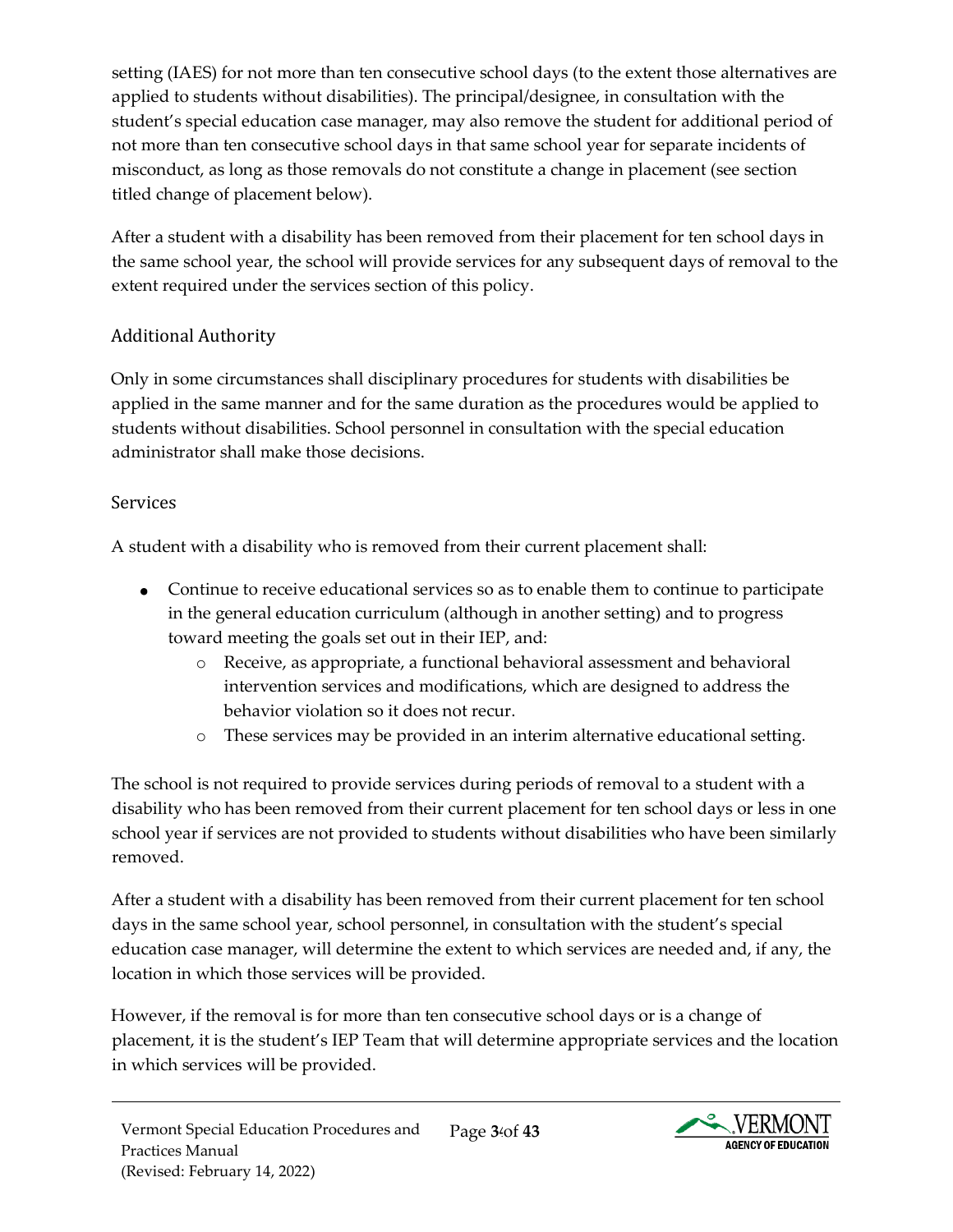setting (IAES) for not more than ten consecutive school days (to the extent those alternatives are applied to students without disabilities). The principal/designee, in consultation with the student's special education case manager, may also remove the student for additional period of not more than ten consecutive school days in that same school year for separate incidents of misconduct, as long as those removals do not constitute a change in placement (see section titled change of placement below).

After a student with a disability has been removed from their placement for ten school days in the same school year, the school will provide services for any subsequent days of removal to the extent required under the services section of this policy.

### Additional Authority

Only in some circumstances shall disciplinary procedures for students with disabilities be applied in the same manner and for the same duration as the procedures would be applied to students without disabilities. School personnel in consultation with the special education administrator shall make those decisions.

### Services

A student with a disability who is removed from their current placement shall:

- Continue to receive educational services so as to enable them to continue to participate in the general education curriculum (although in another setting) and to progress toward meeting the goals set out in their IEP, and:
    - Receive, as appropriate, a functional behavioral assessment and behavioral intervention services and modifications, which are designed to address the behavior violation so it does not recur.
    - These services may be provided in an interim alternative educational setting.

The school is not required to provide services during periods of removal to a student with a disability who has been removed from their current placement for ten school days or less in one school year if services are not provided to students without disabilities who have been similarly removed.

After a student with a disability has been removed from their current placement for ten school days in the same school year, school personnel, in consultation with the student's special education case manager, will determine the extent to which services are needed and, if any, the location in which those services will be provided.

However, if the removal is for more than ten consecutive school days or is a change of placement, it is the student's IEP Team that will determine appropriate services and the location in which services will be provided.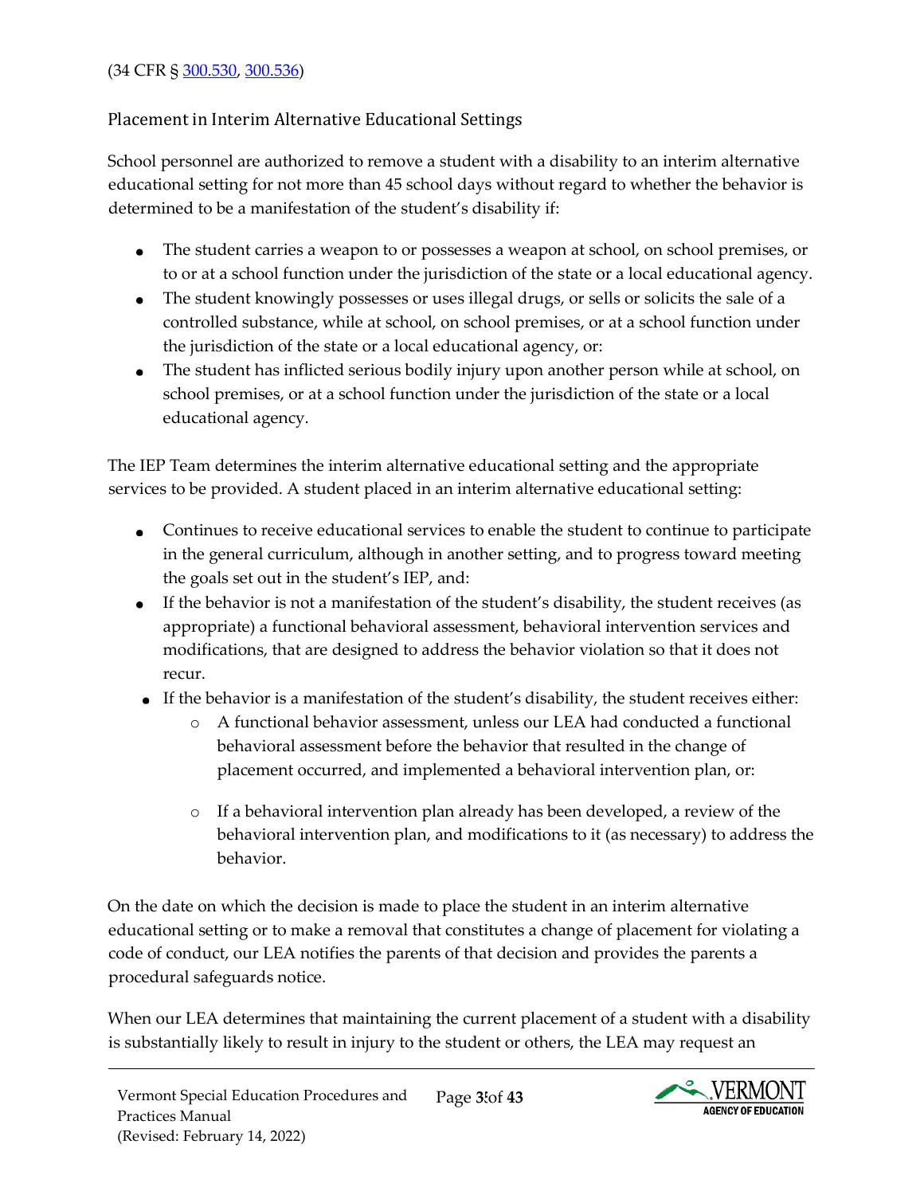(34 CFR § [300.530](300.530), [300.536](300.536))

### Placement in Interim Alternative Educational Settings

School personnel are authorized to remove a student with a disability to an interim alternative educational setting for not more than 45 school days without regard to whether the behavior is determined to be a manifestation of the student's disability if:

- The student carries a weapon to or possesses a weapon at school, on school premises, or to or at a school function under the jurisdiction of the state or a local educational agency.
- The student knowingly possesses or uses illegal drugs, or sells or solicits the sale of a controlled substance, while at school, on school premises, or at a school function under the jurisdiction of the state or a local educational agency, or:
- The student has inflicted serious bodily injury upon another person while at school, on school premises, or at a school function under the jurisdiction of the state or a local educational agency.

The IEP Team determines the interim alternative educational setting and the appropriate services to be provided. A student placed in an interim alternative educational setting:

- Continues to receive educational services to enable the student to continue to participate in the general curriculum, although in another setting, and to progress toward meeting the goals set out in the student's IEP, and:
- If the behavior is not a manifestation of the student's disability, the student receives (as appropriate) a functional behavioral assessment, behavioral intervention services and modifications, that are designed to address the behavior violation so that it does not recur.
- If the behavior is a manifestation of the student's disability, the student receives either:
  - A functional behavior assessment, unless our LEA had conducted a functional behavioral assessment before the behavior that resulted in the change of placement occurred, and implemented a behavioral intervention plan, or:
  - If a behavioral intervention plan already has been developed, a review of the behavioral intervention plan, and modifications to it (as necessary) to address the behavior.

On the date on which the decision is made to place the student in an interim alternative educational setting or to make a removal that constitutes a change of placement for violating a code of conduct, our LEA notifies the parents of that decision and provides the parents a procedural safeguards notice.

When our LEA determines that maintaining the current placement of a student with a disability is substantially likely to result in injury to the student or others, the LEA may request an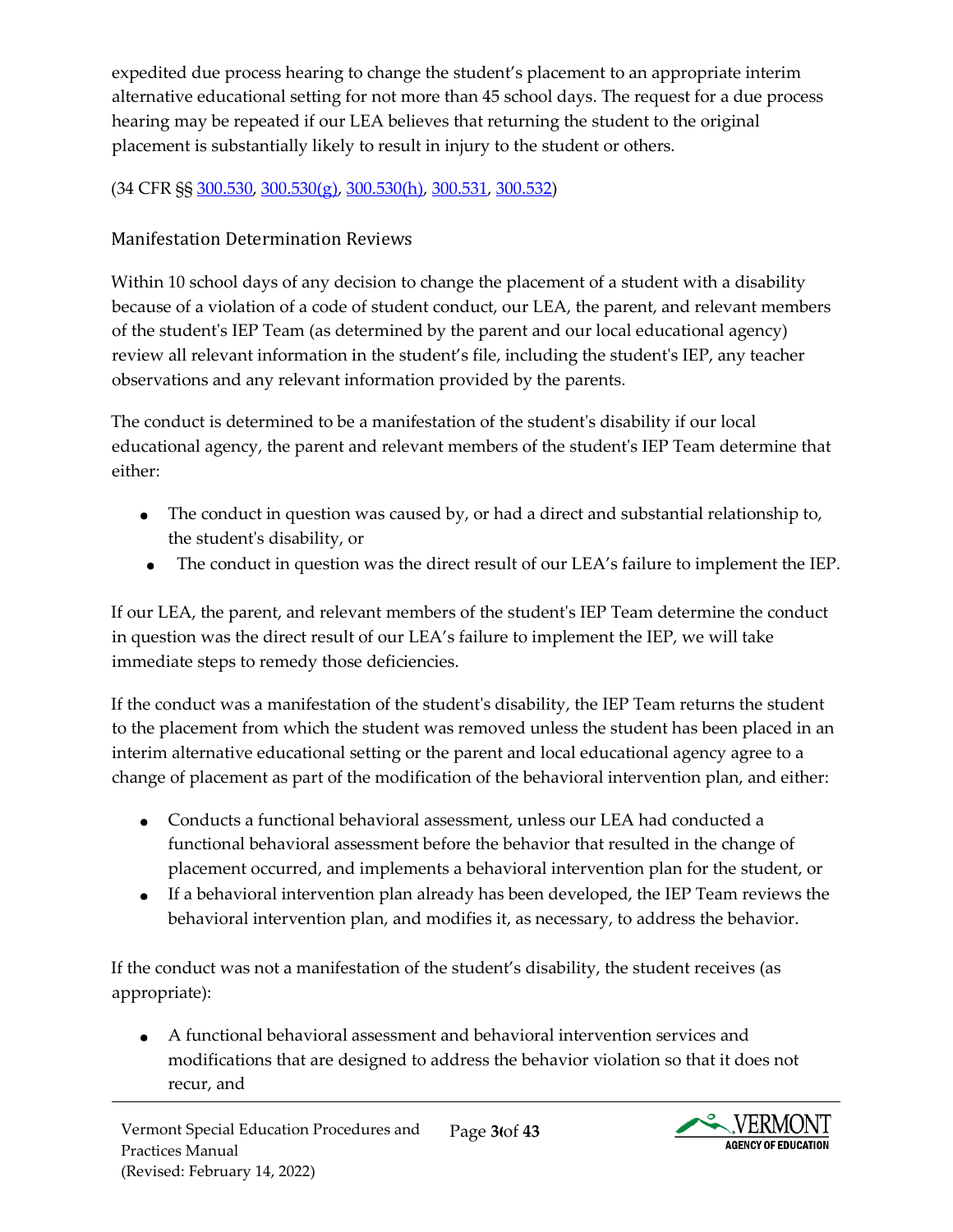expedited due process hearing to change the student's placement to an appropriate interim alternative educational setting for not more than 45 school days. The request for a due process hearing may be repeated if our LEA believes that returning the student to the original placement is substantially likely to result in injury to the student or others.

(34 CFR §§ 300.530, 300.530(g), 300.530(h), 300.531, 300.532)

## Manifestation Determination Reviews

Within 10 school days of any decision to change the placement of a student with a disability because of a violation of a code of student conduct, our LEA, the parent, and relevant members of the student's IEP Team (as determined by the parent and our local educational agency) review all relevant information in the student's file, including the student's IEP, any teacher observations and any relevant information provided by the parents.

The conduct is determined to be a manifestation of the student's disability if our local educational agency, the parent and relevant members of the student's IEP Team determine that either:

- The conduct in question was caused by, or had a direct and substantial relationship to, the student's disability, or
- The conduct in question was the direct result of our LEA's failure to implement the IEP.

If our LEA, the parent, and relevant members of the student's IEP Team determine the conduct in question was the direct result of our LEA's failure to implement the IEP, we will take immediate steps to remedy those deficiencies.

If the conduct was a manifestation of the student's disability, the IEP Team returns the student to the placement from which the student was removed unless the student has been placed in an interim alternative educational setting or the parent and local educational agency agree to a change of placement as part of the modification of the behavioral intervention plan, and either:

- Conducts a functional behavioral assessment, unless our LEA had conducted a functional behavioral assessment before the behavior that resulted in the change of placement occurred, and implements a behavioral intervention plan for the student, or
- If a behavioral intervention plan already has been developed, the IEP Team reviews the behavioral intervention plan, and modifies it, as necessary, to address the behavior.

If the conduct was not a manifestation of the student's disability, the student receives (as appropriate):

- A functional behavioral assessment and behavioral intervention services and modifications that are designed to address the behavior violation so that it does not recur, and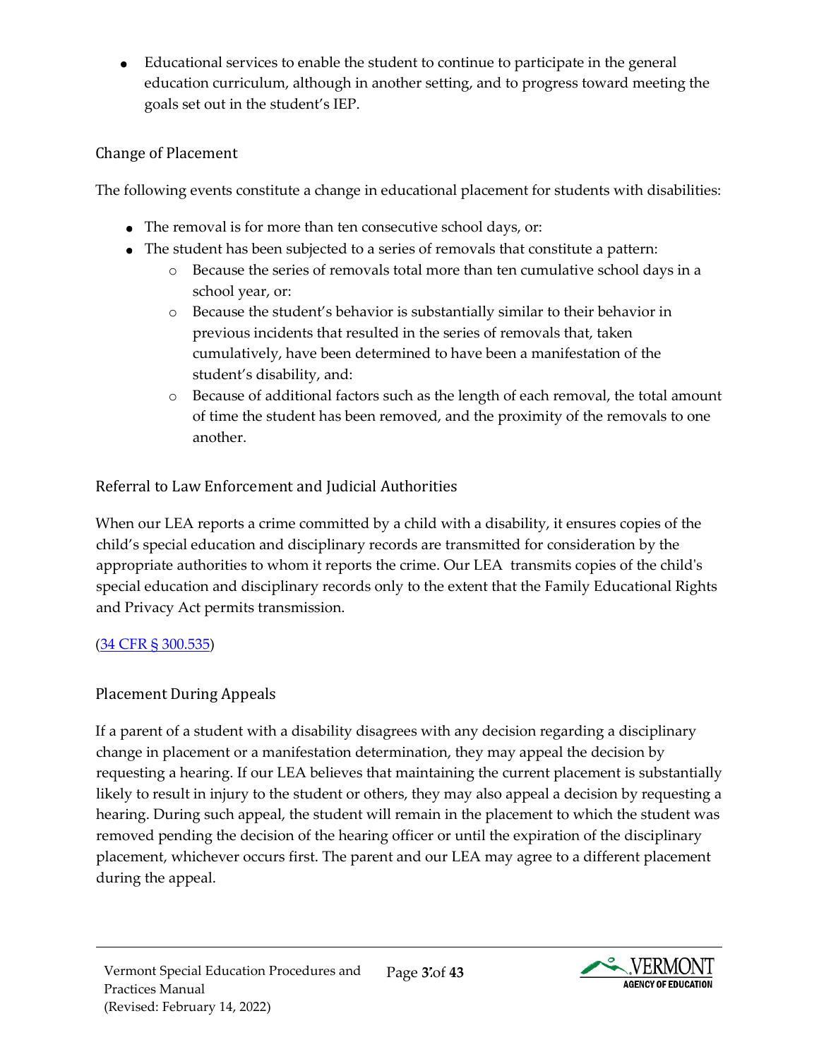- Educational services to enable the student to continue to participate in the general education curriculum, although in another setting, and to progress toward meeting the goals set out in the student's IEP.

### Change of Placement

The following events constitute a change in educational placement for students with disabilities:

- The removal is for more than ten consecutive school days, or:
- The student has been subjected to a series of removals that constitute a pattern:
  - Because the series of removals total more than ten cumulative school days in a school year, or:
  - Because the student's behavior is substantially similar to their behavior in previous incidents that resulted in the series of removals that, taken cumulatively, have been determined to have been a manifestation of the student's disability, and:
  - Because of additional factors such as the length of each removal, the total amount of time the student has been removed, and the proximity of the removals to one another.

### Referral to Law Enforcement and Judicial Authorities

When our LEA reports a crime committed by a child with a disability, it ensures copies of the child's special education and disciplinary records are transmitted for consideration by the appropriate authorities to whom it reports the crime. Our LEA transmits copies of the child's special education and disciplinary records only to the extent that the Family Educational Rights and Privacy Act permits transmission.

(34 CFR § 300.535)

### Placement During Appeals

If a parent of a student with a disability disagrees with any decision regarding a disciplinary change in placement or a manifestation determination, they may appeal the decision by requesting a hearing. If our LEA believes that maintaining the current placement is substantially likely to result in injury to the student or others, they may also appeal a decision by requesting a hearing. During such appeal, the student will remain in the placement to which the student was removed pending the decision of the hearing officer or until the expiration of the disciplinary placement, whichever occurs first. The parent and our LEA may agree to a different placement during the appeal.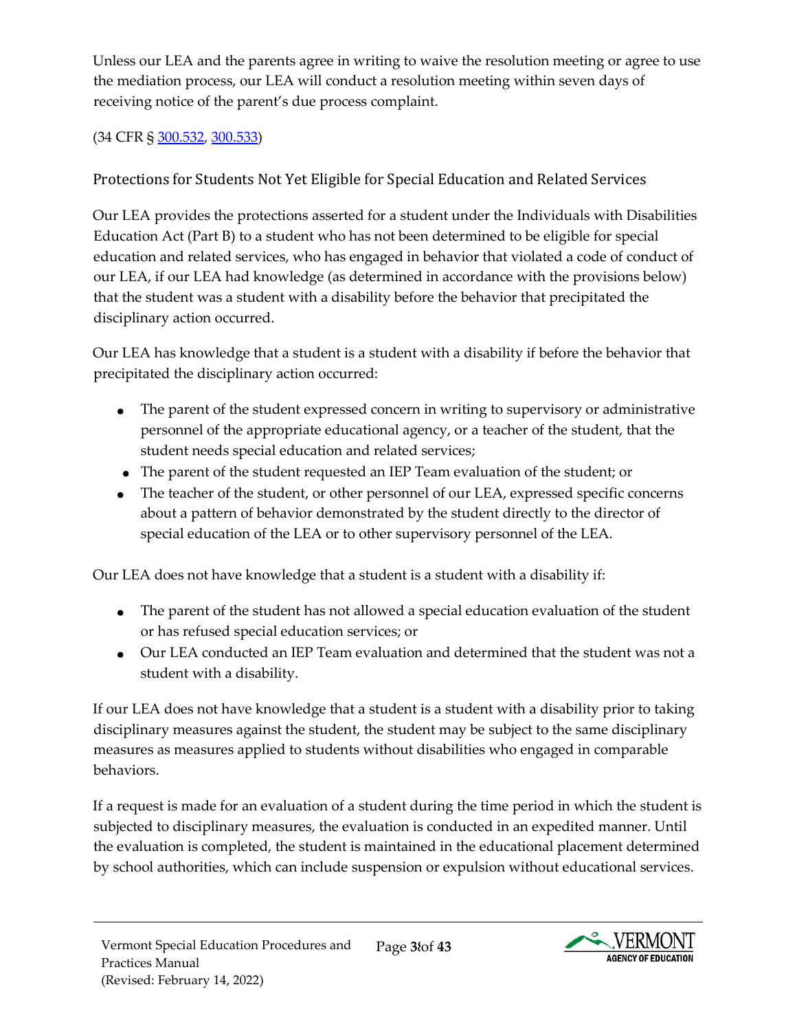Unless our LEA and the parents agree in writing to waive the resolution meeting or agree to use the mediation process, our LEA will conduct a resolution meeting within seven days of receiving notice of the parent's due process complaint.

(34 CFR § 300.532, 300.533)

### Protections for Students Not Yet Eligible for Special Education and Related Services

Our LEA provides the protections asserted for a student under the Individuals with Disabilities Education Act (Part B) to a student who has not been determined to be eligible for special education and related services, who has engaged in behavior that violated a code of conduct of our LEA, if our LEA had knowledge (as determined in accordance with the provisions below) that the student was a student with a disability before the behavior that precipitated the disciplinary action occurred.

Our LEA has knowledge that a student is a student with a disability if before the behavior that precipitated the disciplinary action occurred:

- The parent of the student expressed concern in writing to supervisory or administrative personnel of the appropriate educational agency, or a teacher of the student, that the student needs special education and related services;
- The parent of the student requested an IEP Team evaluation of the student; or
- The teacher of the student, or other personnel of our LEA, expressed specific concerns about a pattern of behavior demonstrated by the student directly to the director of special education of the LEA or to other supervisory personnel of the LEA.

Our LEA does not have knowledge that a student is a student with a disability if:

- The parent of the student has not allowed a special education evaluation of the student or has refused special education services; or
- Our LEA conducted an IEP Team evaluation and determined that the student was not a student with a disability.

If our LEA does not have knowledge that a student is a student with a disability prior to taking disciplinary measures against the student, the student may be subject to the same disciplinary measures as measures applied to students without disabilities who engaged in comparable behaviors.

If a request is made for an evaluation of a student during the time period in which the student is subjected to disciplinary measures, the evaluation is conducted in an expedited manner. Until the evaluation is completed, the student is maintained in the educational placement determined by school authorities, which can include suspension or expulsion without educational services.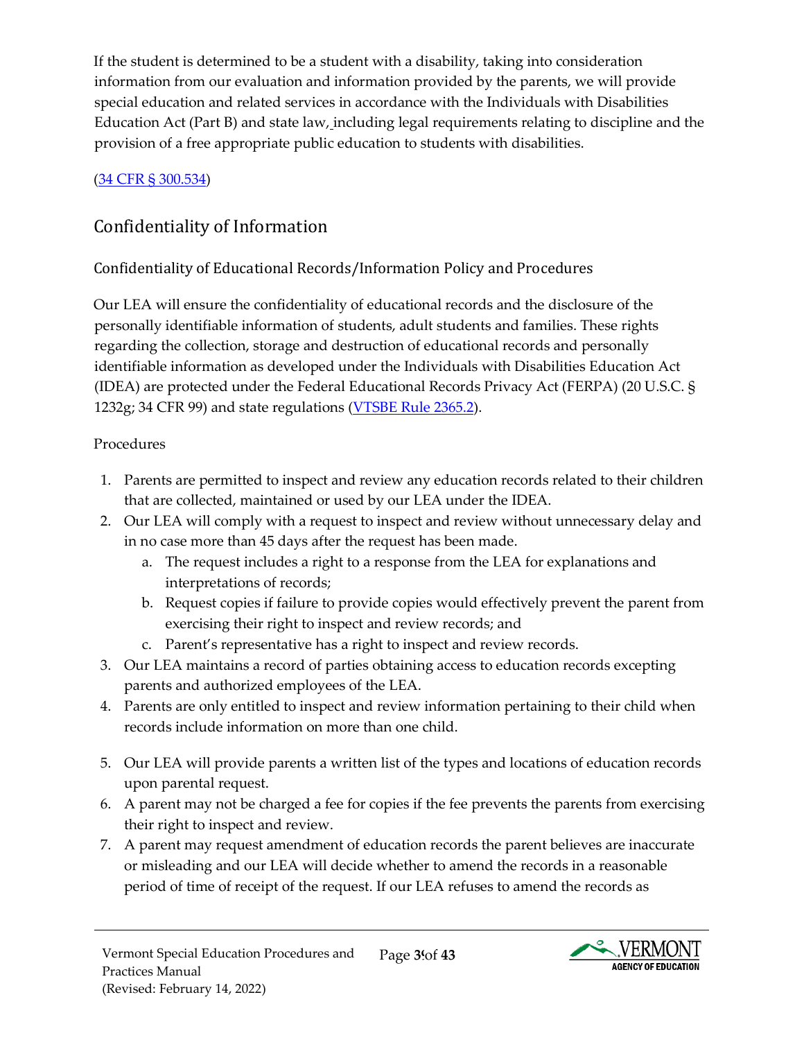If the student is determined to be a student with a disability, taking into consideration information from our evaluation and information provided by the parents, we will provide special education and related services in accordance with the Individuals with Disabilities Education Act (Part B) and state law, including legal requirements relating to discipline and the provision of a free appropriate public education to students with disabilities.

([34 CFR § 300.534](#))

## Confidentiality of Information

### Confidentiality of Educational Records/Information Policy and Procedures

Our LEA will ensure the confidentiality of educational records and the disclosure of the personally identifiable information of students, adult students and families. These rights regarding the collection, storage and destruction of educational records and personally identifiable information as developed under the Individuals with Disabilities Education Act (IDEA) are protected under the Federal Educational Records Privacy Act (FERPA) (20 U.S.C. § 1232g; 34 CFR 99) and state regulations ([VTSBE Rule 2365.2](#)).

Procedures

1. Parents are permitted to inspect and review any education records related to their children that are collected, maintained or used by our LEA under the IDEA.
2. Our LEA will comply with a request to inspect and review without unnecessary delay and in no case more than 45 days after the request has been made.
   a. The request includes a right to a response from the LEA for explanations and interpretations of records;
   b. Request copies if failure to provide copies would effectively prevent the parent from exercising their right to inspect and review records; and
   c. Parent's representative has a right to inspect and review records.
3. Our LEA maintains a record of parties obtaining access to education records excepting parents and authorized employees of the LEA.
4. Parents are only entitled to inspect and review information pertaining to their child when records include information on more than one child.
5. Our LEA will provide parents a written list of the types and locations of education records upon parental request.
6. A parent may not be charged a fee for copies if the fee prevents the parents from exercising their right to inspect and review.
7. A parent may request amendment of education records the parent believes are inaccurate or misleading and our LEA will decide whether to amend the records in a reasonable period of time of receipt of the request. If our LEA refuses to amend the records as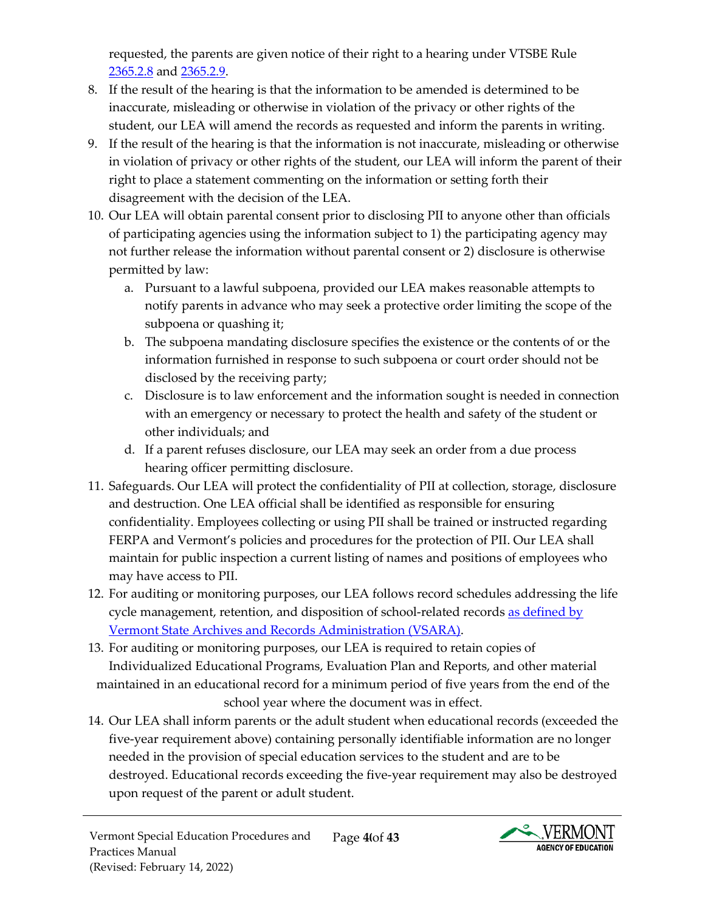requested, the parents are given notice of their right to a hearing under VTSBE Rule [2365.2.8](#) and [2365.2.9](#).

8. If the result of the hearing is that the information to be amended is determined to be inaccurate, misleading or otherwise in violation of the privacy or other rights of the student, our LEA will amend the records as requested and inform the parents in writing.
9. If the result of the hearing is that the information is not inaccurate, misleading or otherwise in violation of privacy or other rights of the student, our LEA will inform the parent of their right to place a statement commenting on the information or setting forth their disagreement with the decision of the LEA.
10. Our LEA will obtain parental consent prior to disclosing PII to anyone other than officials of participating agencies using the information subject to 1) the participating agency may not further release the information without parental consent or 2) disclosure is otherwise permitted by law:
    a. Pursuant to a lawful subpoena, provided our LEA makes reasonable attempts to notify parents in advance who may seek a protective order limiting the scope of the subpoena or quashing it;
    b. The subpoena mandating disclosure specifies the existence or the contents of or the information furnished in response to such subpoena or court order should not be disclosed by the receiving party;
    c. Disclosure is to law enforcement and the information sought is needed in connection with an emergency or necessary to protect the health and safety of the student or other individuals; and
    d. If a parent refuses disclosure, our LEA may seek an order from a due process hearing officer permitting disclosure.
11. Safeguards. Our LEA will protect the confidentiality of PII at collection, storage, disclosure and destruction. One LEA official shall be identified as responsible for ensuring confidentiality. Employees collecting or using PII shall be trained or instructed regarding FERPA and Vermont's policies and procedures for the protection of PII. Our LEA shall maintain for public inspection a current listing of names and positions of employees who may have access to PII.
12. For auditing or monitoring purposes, our LEA follows record schedules addressing the life cycle management, retention, and disposition of school-related records [as defined by Vermont State Archives and Records Administration (VSARA)](#).
13. For auditing or monitoring purposes, our LEA is required to retain copies of Individualized Educational Programs, Evaluation Plan and Reports, and other material maintained in an educational record for a minimum period of five years from the end of the school year where the document was in effect.
14. Our LEA shall inform parents or the adult student when educational records (exceeded the five-year requirement above) containing personally identifiable information are no longer needed in the provision of special education services to the student and are to be destroyed. Educational records exceeding the five-year requirement may also be destroyed upon request of the parent or adult student.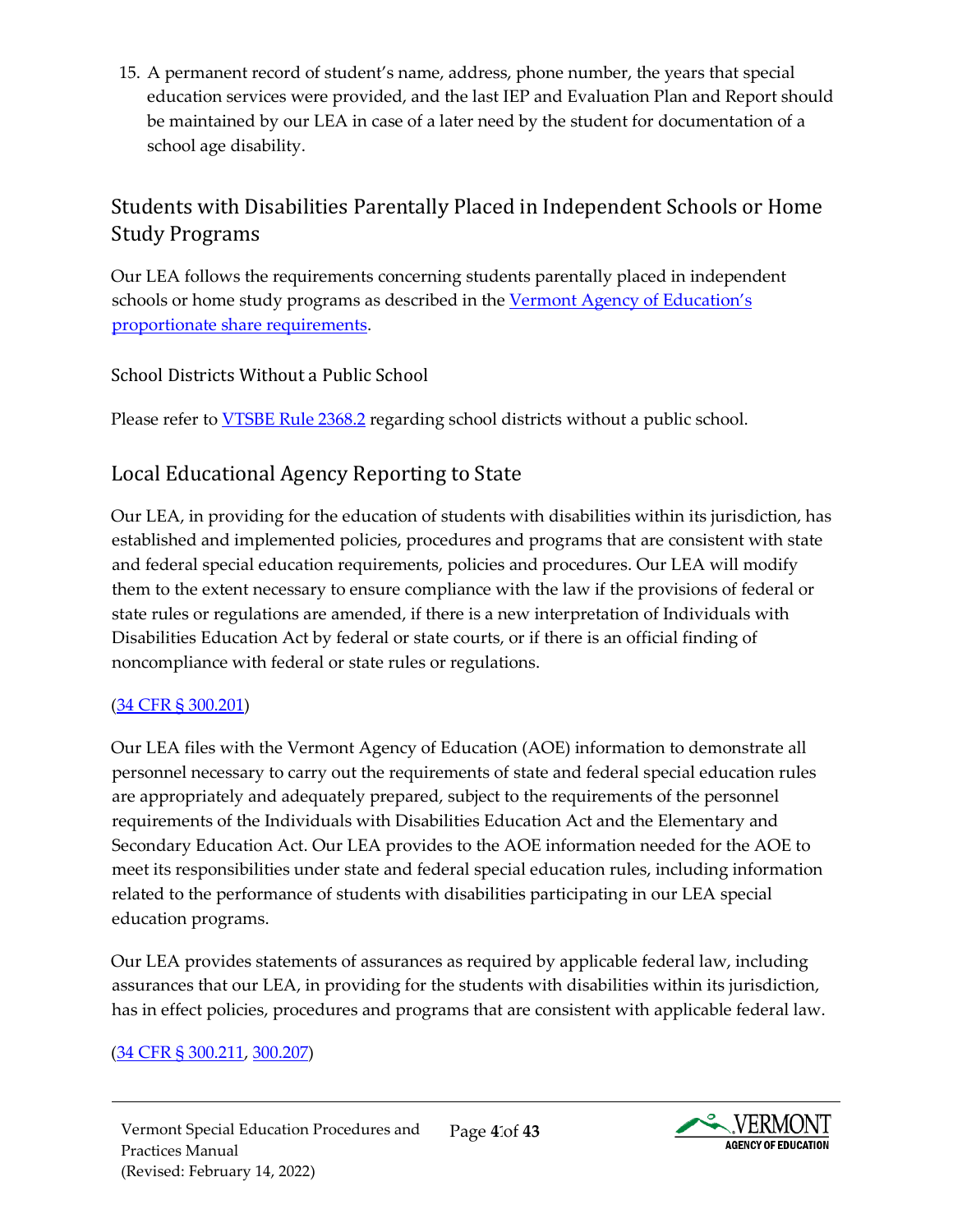15. A permanent record of student's name, address, phone number, the years that special education services were provided, and the last IEP and Evaluation Plan and Report should be maintained by our LEA in case of a later need by the student for documentation of a school age disability.

## Students with Disabilities Parentally Placed in Independent Schools or Home Study Programs

Our LEA follows the requirements concerning students parentally placed in independent schools or home study programs as described in the Vermont Agency of Education's proportionate share requirements.

### School Districts Without a Public School

Please refer to VTSBE Rule 2368.2 regarding school districts without a public school.

## Local Educational Agency Reporting to State

Our LEA, in providing for the education of students with disabilities within its jurisdiction, has established and implemented policies, procedures and programs that are consistent with state and federal special education requirements, policies and procedures. Our LEA will modify them to the extent necessary to ensure compliance with the law if the provisions of federal or state rules or regulations are amended, if there is a new interpretation of Individuals with Disabilities Education Act by federal or state courts, or if there is an official finding of noncompliance with federal or state rules or regulations.

(34 CFR § 300.201)

Our LEA files with the Vermont Agency of Education (AOE) information to demonstrate all personnel necessary to carry out the requirements of state and federal special education rules are appropriately and adequately prepared, subject to the requirements of the personnel requirements of the Individuals with Disabilities Education Act and the Elementary and Secondary Education Act. Our LEA provides to the AOE information needed for the AOE to meet its responsibilities under state and federal special education rules, including information related to the performance of students with disabilities participating in our LEA special education programs.

Our LEA provides statements of assurances as required by applicable federal law, including assurances that our LEA, in providing for the students with disabilities within its jurisdiction, has in effect policies, procedures and programs that are consistent with applicable federal law.

(34 CFR § 300.211, 300.207)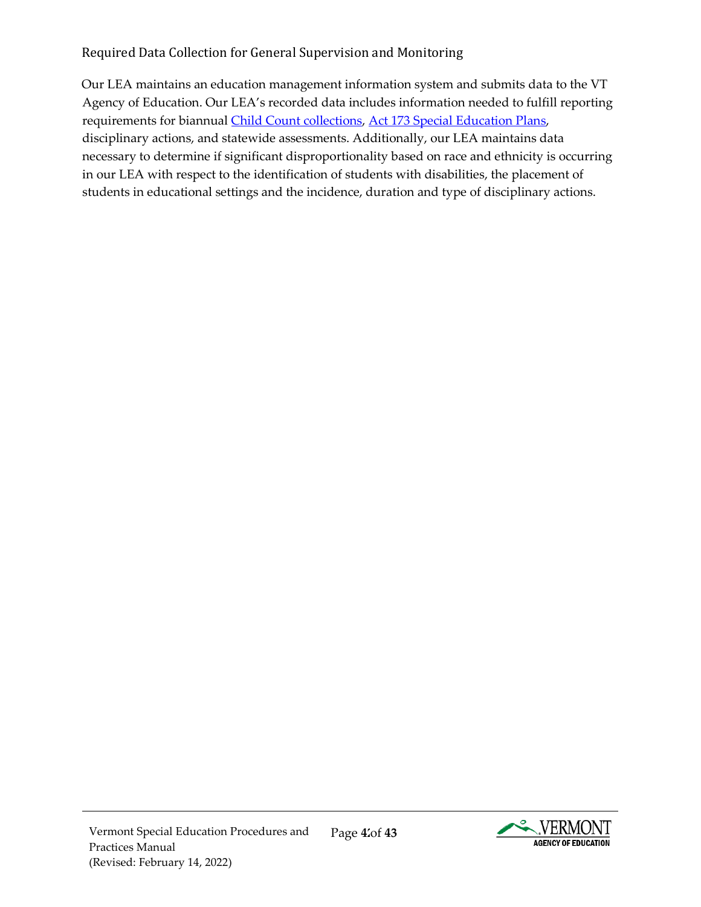## Required Data Collection for General Supervision and Monitoring

Our LEA maintains an education management information system and submits data to the VT Agency of Education. Our LEA's recorded data includes information needed to fulfill reporting requirements for biannual Child Count collections, Act 173 Special Education Plans, disciplinary actions, and statewide assessments. Additionally, our LEA maintains data necessary to determine if significant disproportionality based on race and ethnicity is occurring in our LEA with respect to the identification of students with disabilities, the placement of students in educational settings and the incidence, duration and type of disciplinary actions.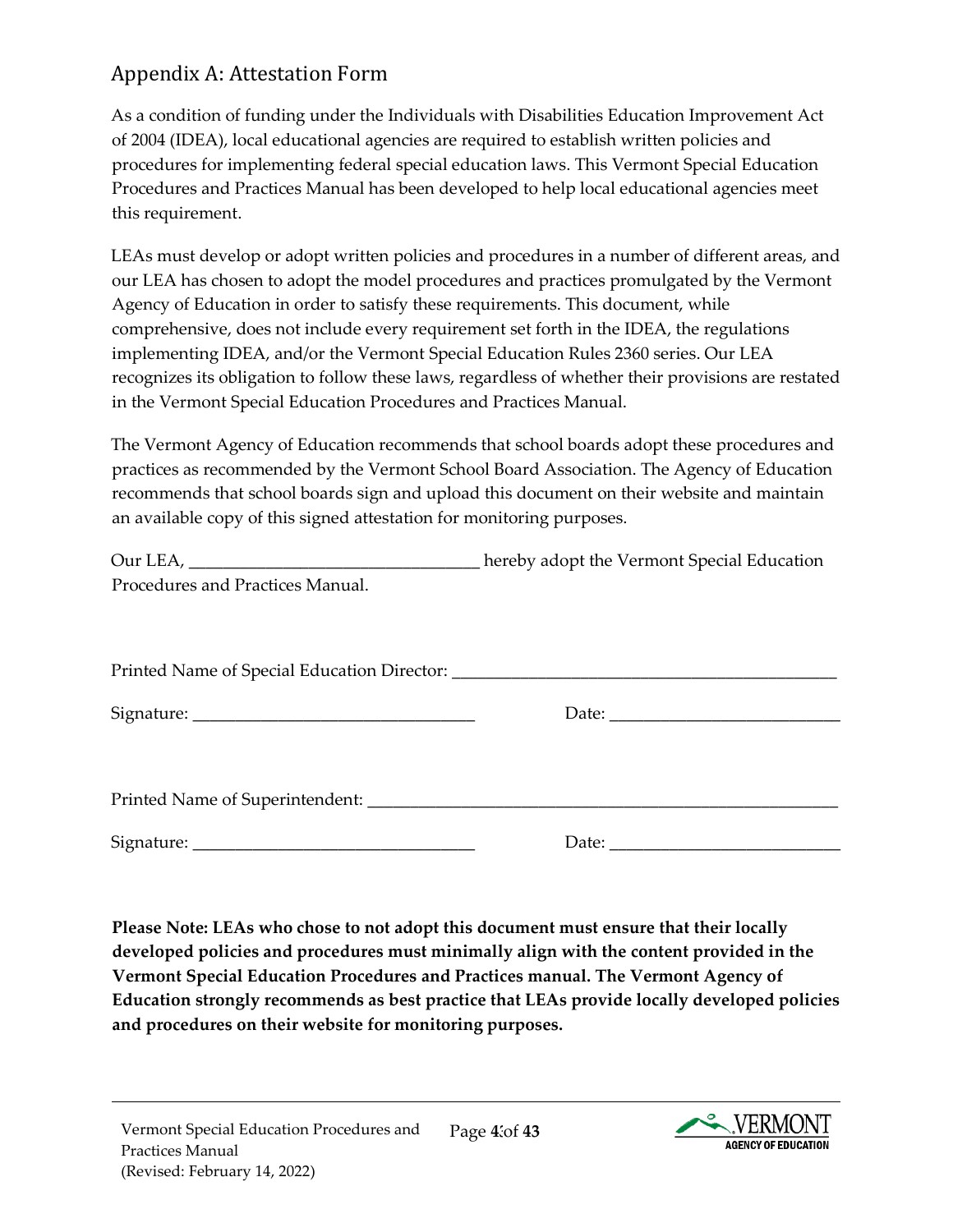## Appendix A: Attestation Form

As a condition of funding under the Individuals with Disabilities Education Improvement Act of 2004 (IDEA), local educational agencies are required to establish written policies and procedures for implementing federal special education laws. This Vermont Special Education Procedures and Practices Manual has been developed to help local educational agencies meet this requirement.

LEAs must develop or adopt written policies and procedures in a number of different areas, and our LEA has chosen to adopt the model procedures and practices promulgated by the Vermont Agency of Education in order to satisfy these requirements. This document, while comprehensive, does not include every requirement set forth in the IDEA, the regulations implementing IDEA, and/or the Vermont Special Education Rules 2360 series. Our LEA recognizes its obligation to follow these laws, regardless of whether their provisions are restated in the Vermont Special Education Procedures and Practices Manual.

The Vermont Agency of Education recommends that school boards adopt these procedures and practices as recommended by the Vermont School Board Association. The Agency of Education recommends that school boards sign and upload this document on their website and maintain an available copy of this signed attestation for monitoring purposes.

Our LEA, ________________________________ hereby adopt the Vermont Special Education Procedures and Practices Manual.

Printed Name of Special Education Director: ________________________________________

Signature: ________________________________ Date: __________________________

Printed Name of Superintendent: ________________________________________________

Signature: ________________________________ Date: __________________________

**Please Note: LEAs who chose to not adopt this document must ensure that their locally developed policies and procedures must minimally align with the content provided in the Vermont Special Education Procedures and Practices manual. The Vermont Agency of Education strongly recommends as best practice that LEAs provide locally developed policies and procedures on their website for monitoring purposes.**